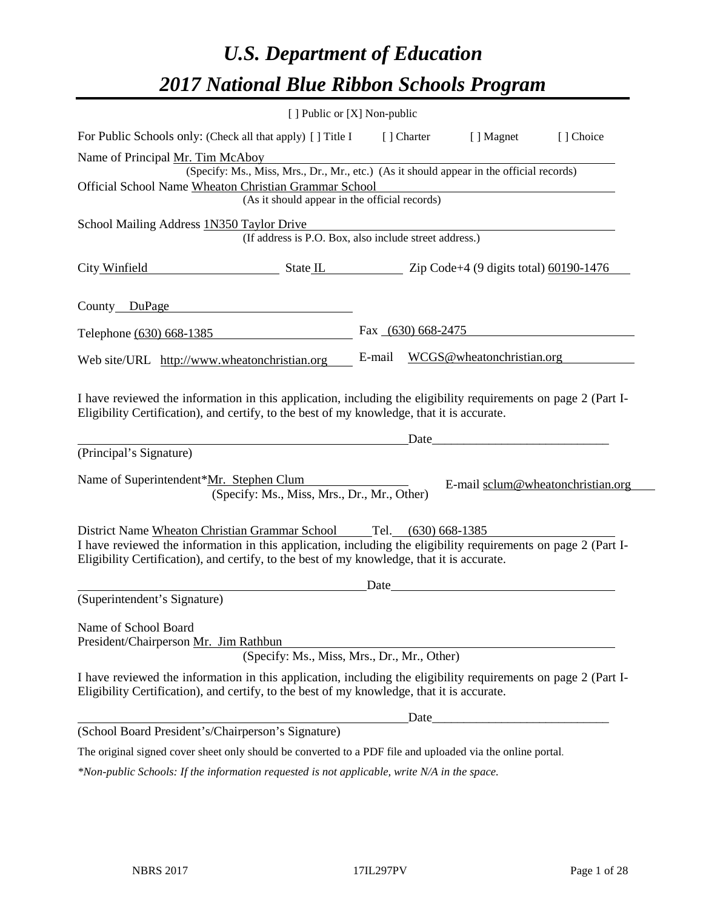# *U.S. Department of Education*

# *2017 National Blue Ribbon Schools Program*

[ ] Public or [X] Non-public

For Public Schools only: (Check all that apply) [ ] Title I [ ] Charter [ ] Magnet [ ] Choice

Name of Principal Mr. Tim McAboy
(Specify: Ms., Miss, Mrs., Dr., Mr., etc.) (As it should appear in the official records)

Official School Name Wheaton Christian Grammar School
(As it should appear in the official records)

School Mailing Address 1N350 Taylor Drive
(If address is P.O. Box, also include street address.)

City Winfield State IL Zip Code+4 (9 digits total) 60190-1476

County DuPage

Telephone (630) 668-1385 Fax (630) 668-2475

Web site/URL http://www.wheatonchristian.org E-mail WCGS@wheatonchristian.org

I have reviewed the information in this application, including the eligibility requirements on page 2 (Part I-Eligibility Certification), and certify, to the best of my knowledge, that it is accurate.

_______________________________________ Date_____________________________

(Principal's Signature)

Name of Superintendent*Mr. Stephen Clum E-mail sclum@wheatonchristian.org
(Specify: Ms., Miss, Mrs., Dr., Mr., Other)

District Name Wheaton Christian Grammar School Tel. (630) 668-1385

I have reviewed the information in this application, including the eligibility requirements on page 2 (Part I-Eligibility Certification), and certify, to the best of my knowledge, that it is accurate.

_______________________________________ Date_____________________________

(Superintendent's Signature)

Name of School Board
President/Chairperson Mr. Jim Rathbun
(Specify: Ms., Miss, Mrs., Dr., Mr., Other)

I have reviewed the information in this application, including the eligibility requirements on page 2 (Part I-Eligibility Certification), and certify, to the best of my knowledge, that it is accurate.

_______________________________________ Date_____________________________

(School Board President's/Chairperson's Signature)

The original signed cover sheet only should be converted to a PDF file and uploaded via the online portal.

*\*Non-public Schools: If the information requested is not applicable, write N/A in the space.*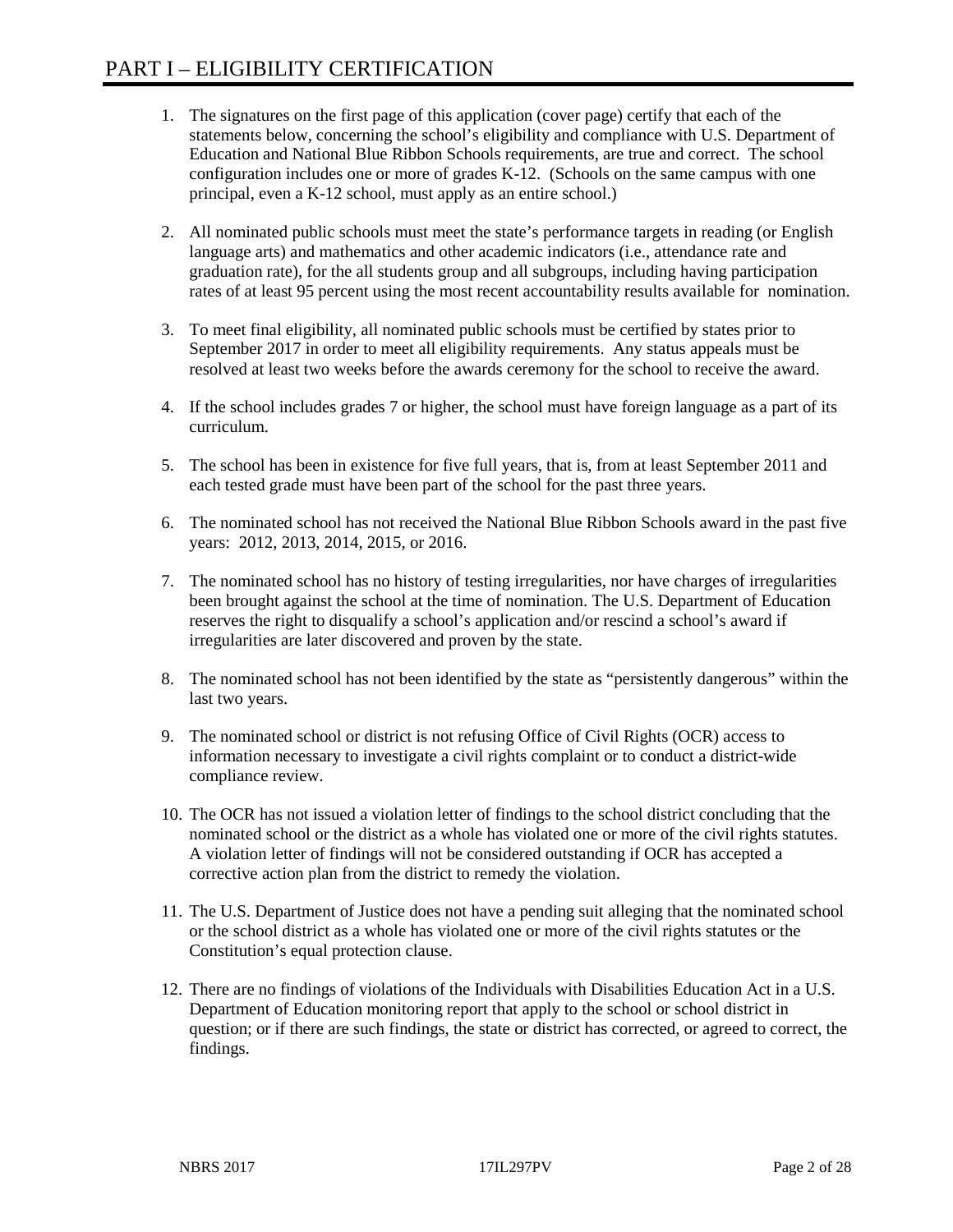# PART I – ELIGIBILITY CERTIFICATION

1. The signatures on the first page of this application (cover page) certify that each of the statements below, concerning the school's eligibility and compliance with U.S. Department of Education and National Blue Ribbon Schools requirements, are true and correct. The school configuration includes one or more of grades K-12. (Schools on the same campus with one principal, even a K-12 school, must apply as an entire school.)

2. All nominated public schools must meet the state's performance targets in reading (or English language arts) and mathematics and other academic indicators (i.e., attendance rate and graduation rate), for the all students group and all subgroups, including having participation rates of at least 95 percent using the most recent accountability results available for nomination.

3. To meet final eligibility, all nominated public schools must be certified by states prior to September 2017 in order to meet all eligibility requirements. Any status appeals must be resolved at least two weeks before the awards ceremony for the school to receive the award.

4. If the school includes grades 7 or higher, the school must have foreign language as a part of its curriculum.

5. The school has been in existence for five full years, that is, from at least September 2011 and each tested grade must have been part of the school for the past three years.

6. The nominated school has not received the National Blue Ribbon Schools award in the past five years: 2012, 2013, 2014, 2015, or 2016.

7. The nominated school has no history of testing irregularities, nor have charges of irregularities been brought against the school at the time of nomination. The U.S. Department of Education reserves the right to disqualify a school's application and/or rescind a school's award if irregularities are later discovered and proven by the state.

8. The nominated school has not been identified by the state as "persistently dangerous" within the last two years.

9. The nominated school or district is not refusing Office of Civil Rights (OCR) access to information necessary to investigate a civil rights complaint or to conduct a district-wide compliance review.

10. The OCR has not issued a violation letter of findings to the school district concluding that the nominated school or the district as a whole has violated one or more of the civil rights statutes. A violation letter of findings will not be considered outstanding if OCR has accepted a corrective action plan from the district to remedy the violation.

11. The U.S. Department of Justice does not have a pending suit alleging that the nominated school or the school district as a whole has violated one or more of the civil rights statutes or the Constitution's equal protection clause.

12. There are no findings of violations of the Individuals with Disabilities Education Act in a U.S. Department of Education monitoring report that apply to the school or school district in question; or if there are such findings, the state or district has corrected, or agreed to correct, the findings.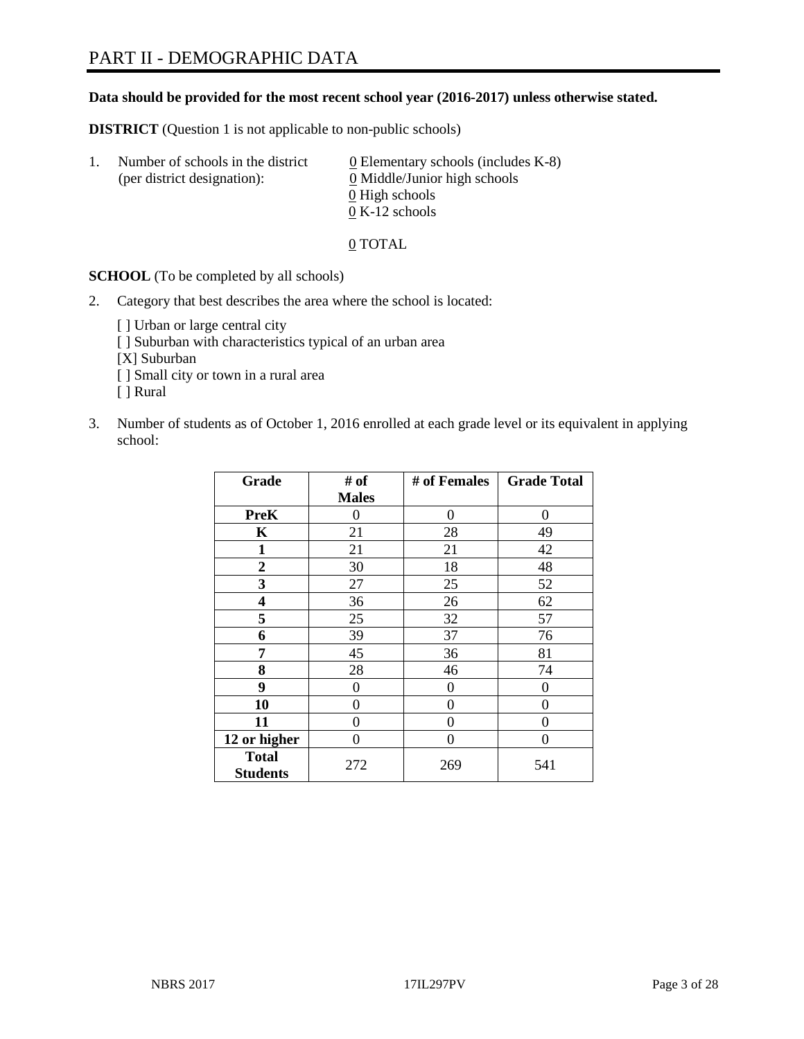# PART II - DEMOGRAPHIC DATA

**Data should be provided for the most recent school year (2016-2017) unless otherwise stated.**

**DISTRICT** (Question 1 is not applicable to non-public schools)

1. Number of schools in the district (per district designation):
   0 Elementary schools (includes K-8)
   0 Middle/Junior high schools
   0 High schools
   0 K-12 schools

   0 TOTAL

**SCHOOL** (To be completed by all schools)

2. Category that best describes the area where the school is located:

   [ ] Urban or large central city
   [ ] Suburban with characteristics typical of an urban area
   [X] Suburban
   [ ] Small city or town in a rural area
   [ ] Rural

3. Number of students as of October 1, 2016 enrolled at each grade level or its equivalent in applying school:

| Grade | # of Males | # of Females | Grade Total |
|---|---|---|---|
| **PreK** | 0 | 0 | 0 |
| **K** | 21 | 28 | 49 |
| **1** | 21 | 21 | 42 |
| **2** | 30 | 18 | 48 |
| **3** | 27 | 25 | 52 |
| **4** | 36 | 26 | 62 |
| **5** | 25 | 32 | 57 |
| **6** | 39 | 37 | 76 |
| **7** | 45 | 36 | 81 |
| **8** | 28 | 46 | 74 |
| **9** | 0 | 0 | 0 |
| **10** | 0 | 0 | 0 |
| **11** | 0 | 0 | 0 |
| **12 or higher** | 0 | 0 | 0 |
| **Total Students** | 272 | 269 | 541 |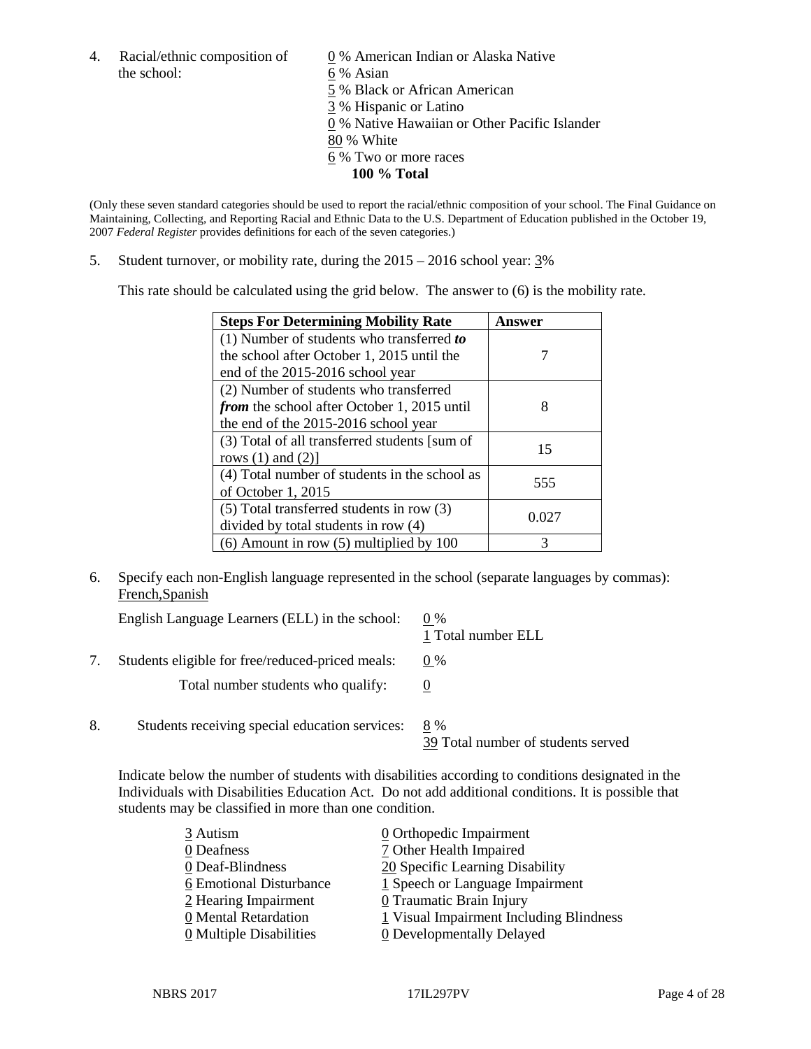4. Racial/ethnic composition of the school:

0 % American Indian or Alaska Native
6 % Asian
5 % Black or African American
3 % Hispanic or Latino
0 % Native Hawaiian or Other Pacific Islander
80 % White
6 % Two or more races
**100 % Total**

(Only these seven standard categories should be used to report the racial/ethnic composition of your school. The Final Guidance on Maintaining, Collecting, and Reporting Racial and Ethnic Data to the U.S. Department of Education published in the October 19, 2007 *Federal Register* provides definitions for each of the seven categories.)

5. Student turnover, or mobility rate, during the 2015 – 2016 school year: 3%

This rate should be calculated using the grid below. The answer to (6) is the mobility rate.

| Steps For Determining Mobility Rate | Answer |
|---|---|
| (1) Number of students who transferred ***to*** the school after October 1, 2015 until the end of the 2015-2016 school year | 7 |
| (2) Number of students who transferred ***from*** the school after October 1, 2015 until the end of the 2015-2016 school year | 8 |
| (3) Total of all transferred students [sum of rows (1) and (2)] | 15 |
| (4) Total number of students in the school as of October 1, 2015 | 555 |
| (5) Total transferred students in row (3) divided by total students in row (4) | 0.027 |
| (6) Amount in row (5) multiplied by 100 | 3 |

6. Specify each non-English language represented in the school (separate languages by commas):
French,Spanish

English Language Learners (ELL) in the school: 0 %
1 Total number ELL

7. Students eligible for free/reduced-priced meals: 0 %

Total number students who qualify: 0

8. Students receiving special education services: 8 %
39 Total number of students served

Indicate below the number of students with disabilities according to conditions designated in the Individuals with Disabilities Education Act. Do not add additional conditions. It is possible that students may be classified in more than one condition.

3 Autism
0 Deafness
0 Deaf-Blindness
6 Emotional Disturbance
2 Hearing Impairment
0 Mental Retardation
0 Multiple Disabilities
0 Orthopedic Impairment
7 Other Health Impaired
20 Specific Learning Disability
1 Speech or Language Impairment
0 Traumatic Brain Injury
1 Visual Impairment Including Blindness
0 Developmentally Delayed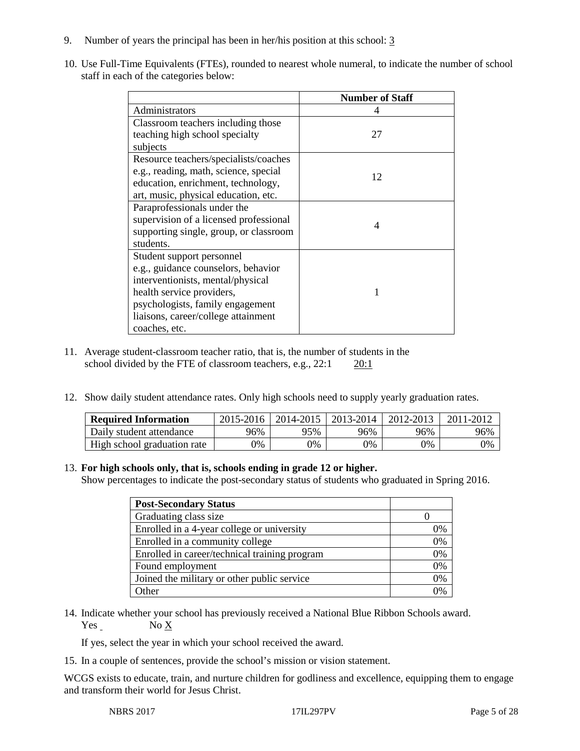9. Number of years the principal has been in her/his position at this school: 3

10. Use Full-Time Equivalents (FTEs), rounded to nearest whole numeral, to indicate the number of school staff in each of the categories below:

| | Number of Staff |
|---|---|
| Administrators | 4 |
| Classroom teachers including those teaching high school specialty subjects | 27 |
| Resource teachers/specialists/coaches e.g., reading, math, science, special education, enrichment, technology, art, music, physical education, etc. | 12 |
| Paraprofessionals under the supervision of a licensed professional supporting single, group, or classroom students. | 4 |
| Student support personnel e.g., guidance counselors, behavior interventionists, mental/physical health service providers, psychologists, family engagement liaisons, career/college attainment coaches, etc. | 1 |

11. Average student-classroom teacher ratio, that is, the number of students in the school divided by the FTE of classroom teachers, e.g., 22:1 20:1

12. Show daily student attendance rates. Only high schools need to supply yearly graduation rates.

| Required Information | 2015-2016 | 2014-2015 | 2013-2014 | 2012-2013 | 2011-2012 |
|---|---|---|---|---|---|
| Daily student attendance | 96% | 95% | 96% | 96% | 96% |
| High school graduation rate | 0% | 0% | 0% | 0% | 0% |

13. **For high schools only, that is, schools ending in grade 12 or higher.**
Show percentages to indicate the post-secondary status of students who graduated in Spring 2016.

| Post-Secondary Status | |
|---|---|
| Graduating class size | 0 |
| Enrolled in a 4-year college or university | 0% |
| Enrolled in a community college | 0% |
| Enrolled in career/technical training program | 0% |
| Found employment | 0% |
| Joined the military or other public service | 0% |
| Other | 0% |

14. Indicate whether your school has previously received a National Blue Ribbon Schools award.
Yes No X

If yes, select the year in which your school received the award.

15. In a couple of sentences, provide the school's mission or vision statement.

WCGS exists to educate, train, and nurture children for godliness and excellence, equipping them to engage and transform their world for Jesus Christ.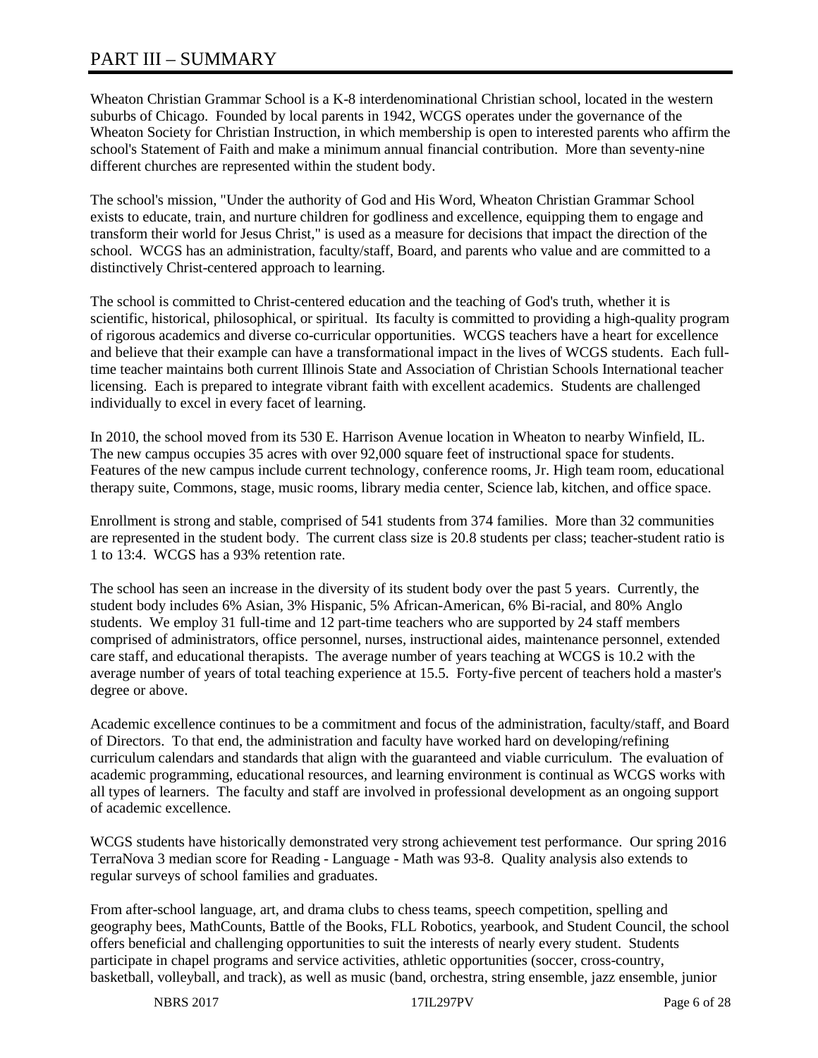# PART III – SUMMARY

Wheaton Christian Grammar School is a K-8 interdenominational Christian school, located in the western suburbs of Chicago. Founded by local parents in 1942, WCGS operates under the governance of the Wheaton Society for Christian Instruction, in which membership is open to interested parents who affirm the school's Statement of Faith and make a minimum annual financial contribution. More than seventy-nine different churches are represented within the student body.

The school's mission, "Under the authority of God and His Word, Wheaton Christian Grammar School exists to educate, train, and nurture children for godliness and excellence, equipping them to engage and transform their world for Jesus Christ," is used as a measure for decisions that impact the direction of the school. WCGS has an administration, faculty/staff, Board, and parents who value and are committed to a distinctively Christ-centered approach to learning.

The school is committed to Christ-centered education and the teaching of God's truth, whether it is scientific, historical, philosophical, or spiritual. Its faculty is committed to providing a high-quality program of rigorous academics and diverse co-curricular opportunities. WCGS teachers have a heart for excellence and believe that their example can have a transformational impact in the lives of WCGS students. Each full-time teacher maintains both current Illinois State and Association of Christian Schools International teacher licensing. Each is prepared to integrate vibrant faith with excellent academics. Students are challenged individually to excel in every facet of learning.

In 2010, the school moved from its 530 E. Harrison Avenue location in Wheaton to nearby Winfield, IL. The new campus occupies 35 acres with over 92,000 square feet of instructional space for students. Features of the new campus include current technology, conference rooms, Jr. High team room, educational therapy suite, Commons, stage, music rooms, library media center, Science lab, kitchen, and office space.

Enrollment is strong and stable, comprised of 541 students from 374 families. More than 32 communities are represented in the student body. The current class size is 20.8 students per class; teacher-student ratio is 1 to 13:4. WCGS has a 93% retention rate.

The school has seen an increase in the diversity of its student body over the past 5 years. Currently, the student body includes 6% Asian, 3% Hispanic, 5% African-American, 6% Bi-racial, and 80% Anglo students. We employ 31 full-time and 12 part-time teachers who are supported by 24 staff members comprised of administrators, office personnel, nurses, instructional aides, maintenance personnel, extended care staff, and educational therapists. The average number of years teaching at WCGS is 10.2 with the average number of years of total teaching experience at 15.5. Forty-five percent of teachers hold a master's degree or above.

Academic excellence continues to be a commitment and focus of the administration, faculty/staff, and Board of Directors. To that end, the administration and faculty have worked hard on developing/refining curriculum calendars and standards that align with the guaranteed and viable curriculum. The evaluation of academic programming, educational resources, and learning environment is continual as WCGS works with all types of learners. The faculty and staff are involved in professional development as an ongoing support of academic excellence.

WCGS students have historically demonstrated very strong achievement test performance. Our spring 2016 TerraNova 3 median score for Reading - Language - Math was 93-8. Quality analysis also extends to regular surveys of school families and graduates.

From after-school language, art, and drama clubs to chess teams, speech competition, spelling and geography bees, MathCounts, Battle of the Books, FLL Robotics, yearbook, and Student Council, the school offers beneficial and challenging opportunities to suit the interests of nearly every student. Students participate in chapel programs and service activities, athletic opportunities (soccer, cross-country, basketball, volleyball, and track), as well as music (band, orchestra, string ensemble, jazz ensemble, junior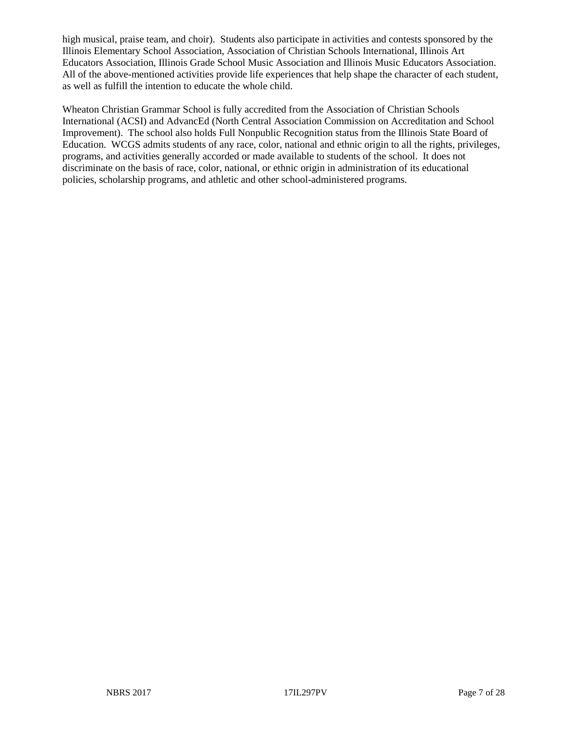high musical, praise team, and choir). Students also participate in activities and contests sponsored by the Illinois Elementary School Association, Association of Christian Schools International, Illinois Art Educators Association, Illinois Grade School Music Association and Illinois Music Educators Association. All of the above-mentioned activities provide life experiences that help shape the character of each student, as well as fulfill the intention to educate the whole child.

Wheaton Christian Grammar School is fully accredited from the Association of Christian Schools International (ACSI) and AdvancEd (North Central Association Commission on Accreditation and School Improvement). The school also holds Full Nonpublic Recognition status from the Illinois State Board of Education. WCGS admits students of any race, color, national and ethnic origin to all the rights, privileges, programs, and activities generally accorded or made available to students of the school. It does not discriminate on the basis of race, color, national, or ethnic origin in administration of its educational policies, scholarship programs, and athletic and other school-administered programs.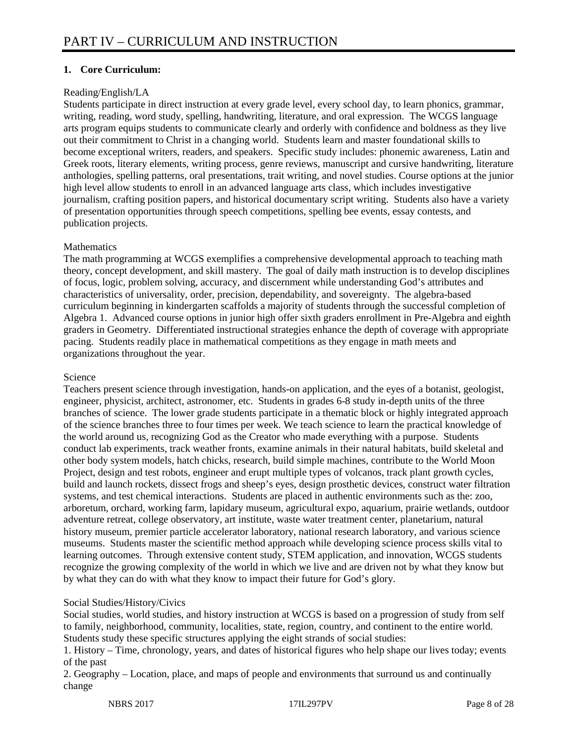# PART IV – CURRICULUM AND INSTRUCTION

**1. Core Curriculum:**

Reading/English/LA

Students participate in direct instruction at every grade level, every school day, to learn phonics, grammar, writing, reading, word study, spelling, handwriting, literature, and oral expression. The WCGS language arts program equips students to communicate clearly and orderly with confidence and boldness as they live out their commitment to Christ in a changing world. Students learn and master foundational skills to become exceptional writers, readers, and speakers. Specific study includes: phonemic awareness, Latin and Greek roots, literary elements, writing process, genre reviews, manuscript and cursive handwriting, literature anthologies, spelling patterns, oral presentations, trait writing, and novel studies. Course options at the junior high level allow students to enroll in an advanced language arts class, which includes investigative journalism, crafting position papers, and historical documentary script writing. Students also have a variety of presentation opportunities through speech competitions, spelling bee events, essay contests, and publication projects.

Mathematics

The math programming at WCGS exemplifies a comprehensive developmental approach to teaching math theory, concept development, and skill mastery. The goal of daily math instruction is to develop disciplines of focus, logic, problem solving, accuracy, and discernment while understanding God's attributes and characteristics of universality, order, precision, dependability, and sovereignty. The algebra-based curriculum beginning in kindergarten scaffolds a majority of students through the successful completion of Algebra 1. Advanced course options in junior high offer sixth graders enrollment in Pre-Algebra and eighth graders in Geometry. Differentiated instructional strategies enhance the depth of coverage with appropriate pacing. Students readily place in mathematical competitions as they engage in math meets and organizations throughout the year.

Science

Teachers present science through investigation, hands-on application, and the eyes of a botanist, geologist, engineer, physicist, architect, astronomer, etc. Students in grades 6-8 study in-depth units of the three branches of science. The lower grade students participate in a thematic block or highly integrated approach of the science branches three to four times per week. We teach science to learn the practical knowledge of the world around us, recognizing God as the Creator who made everything with a purpose. Students conduct lab experiments, track weather fronts, examine animals in their natural habitats, build skeletal and other body system models, hatch chicks, research, build simple machines, contribute to the World Moon Project, design and test robots, engineer and erupt multiple types of volcanos, track plant growth cycles, build and launch rockets, dissect frogs and sheep's eyes, design prosthetic devices, construct water filtration systems, and test chemical interactions. Students are placed in authentic environments such as the: zoo, arboretum, orchard, working farm, lapidary museum, agricultural expo, aquarium, prairie wetlands, outdoor adventure retreat, college observatory, art institute, waste water treatment center, planetarium, natural history museum, premier particle accelerator laboratory, national research laboratory, and various science museums. Students master the scientific method approach while developing science process skills vital to learning outcomes. Through extensive content study, STEM application, and innovation, WCGS students recognize the growing complexity of the world in which we live and are driven not by what they know but by what they can do with what they know to impact their future for God's glory.

Social Studies/History/Civics

Social studies, world studies, and history instruction at WCGS is based on a progression of study from self to family, neighborhood, community, localities, state, region, country, and continent to the entire world. Students study these specific structures applying the eight strands of social studies:

1. History – Time, chronology, years, and dates of historical figures who help shape our lives today; events of the past
2. Geography – Location, place, and maps of people and environments that surround us and continually change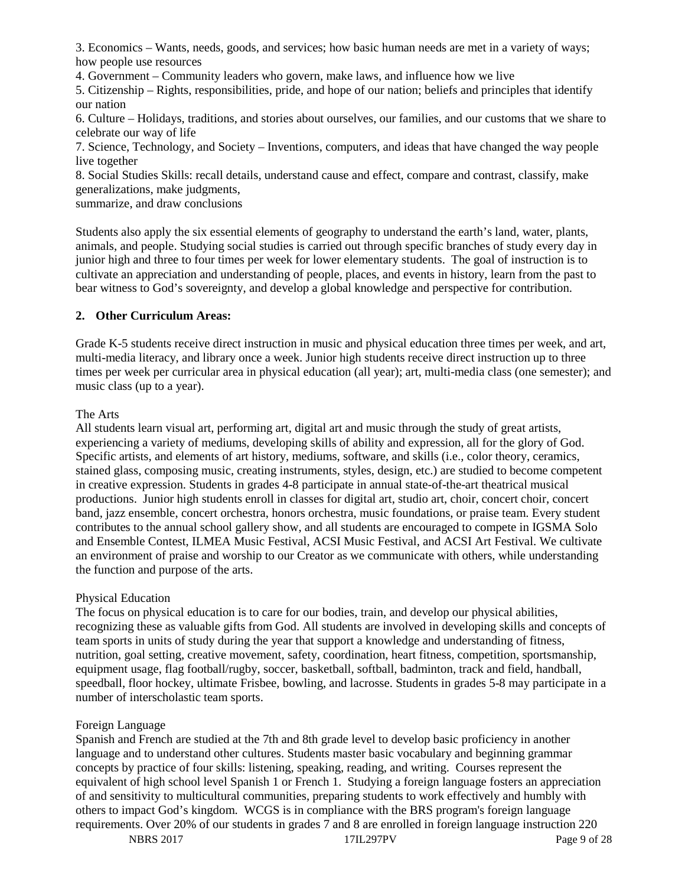3. Economics – Wants, needs, goods, and services; how basic human needs are met in a variety of ways; how people use resources
4. Government – Community leaders who govern, make laws, and influence how we live
5. Citizenship – Rights, responsibilities, pride, and hope of our nation; beliefs and principles that identify our nation
6. Culture – Holidays, traditions, and stories about ourselves, our families, and our customs that we share to celebrate our way of life
7. Science, Technology, and Society – Inventions, computers, and ideas that have changed the way people live together
8. Social Studies Skills: recall details, understand cause and effect, compare and contrast, classify, make generalizations, make judgments,
summarize, and draw conclusions

Students also apply the six essential elements of geography to understand the earth's land, water, plants, animals, and people. Studying social studies is carried out through specific branches of study every day in junior high and three to four times per week for lower elementary students. The goal of instruction is to cultivate an appreciation and understanding of people, places, and events in history, learn from the past to bear witness to God's sovereignty, and develop a global knowledge and perspective for contribution.

**2. Other Curriculum Areas:**

Grade K-5 students receive direct instruction in music and physical education three times per week, and art, multi-media literacy, and library once a week. Junior high students receive direct instruction up to three times per week per curricular area in physical education (all year); art, multi-media class (one semester); and music class (up to a year).

The Arts
All students learn visual art, performing art, digital art and music through the study of great artists, experiencing a variety of mediums, developing skills of ability and expression, all for the glory of God. Specific artists, and elements of art history, mediums, software, and skills (i.e., color theory, ceramics, stained glass, composing music, creating instruments, styles, design, etc.) are studied to become competent in creative expression. Students in grades 4-8 participate in annual state-of-the-art theatrical musical productions. Junior high students enroll in classes for digital art, studio art, choir, concert choir, concert band, jazz ensemble, concert orchestra, honors orchestra, music foundations, or praise team. Every student contributes to the annual school gallery show, and all students are encouraged to compete in IGSMA Solo and Ensemble Contest, ILMEA Music Festival, ACSI Music Festival, and ACSI Art Festival. We cultivate an environment of praise and worship to our Creator as we communicate with others, while understanding the function and purpose of the arts.

Physical Education
The focus on physical education is to care for our bodies, train, and develop our physical abilities, recognizing these as valuable gifts from God. All students are involved in developing skills and concepts of team sports in units of study during the year that support a knowledge and understanding of fitness, nutrition, goal setting, creative movement, safety, coordination, heart fitness, competition, sportsmanship, equipment usage, flag football/rugby, soccer, basketball, softball, badminton, track and field, handball, speedball, floor hockey, ultimate Frisbee, bowling, and lacrosse. Students in grades 5-8 may participate in a number of interscholastic team sports.

Foreign Language
Spanish and French are studied at the 7th and 8th grade level to develop basic proficiency in another language and to understand other cultures. Students master basic vocabulary and beginning grammar concepts by practice of four skills: listening, speaking, reading, and writing. Courses represent the equivalent of high school level Spanish 1 or French 1. Studying a foreign language fosters an appreciation of and sensitivity to multicultural communities, preparing students to work effectively and humbly with others to impact God's kingdom. WCGS is in compliance with the BRS program's foreign language requirements. Over 20% of our students in grades 7 and 8 are enrolled in foreign language instruction 220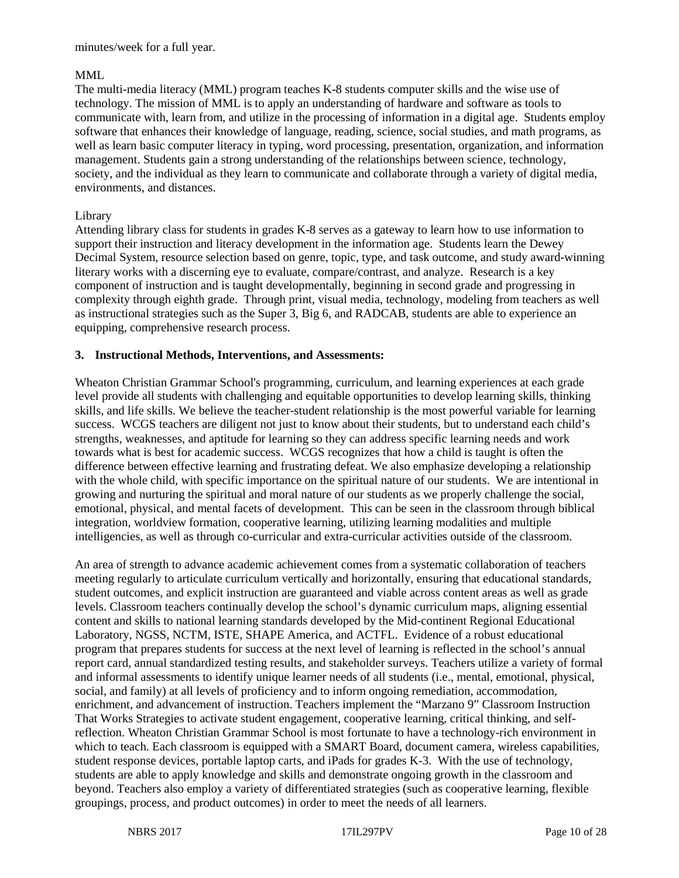minutes/week for a full year.

MML

The multi-media literacy (MML) program teaches K-8 students computer skills and the wise use of technology. The mission of MML is to apply an understanding of hardware and software as tools to communicate with, learn from, and utilize in the processing of information in a digital age. Students employ software that enhances their knowledge of language, reading, science, social studies, and math programs, as well as learn basic computer literacy in typing, word processing, presentation, organization, and information management. Students gain a strong understanding of the relationships between science, technology, society, and the individual as they learn to communicate and collaborate through a variety of digital media, environments, and distances.

Library

Attending library class for students in grades K-8 serves as a gateway to learn how to use information to support their instruction and literacy development in the information age. Students learn the Dewey Decimal System, resource selection based on genre, topic, type, and task outcome, and study award-winning literary works with a discerning eye to evaluate, compare/contrast, and analyze. Research is a key component of instruction and is taught developmentally, beginning in second grade and progressing in complexity through eighth grade. Through print, visual media, technology, modeling from teachers as well as instructional strategies such as the Super 3, Big 6, and RADCAB, students are able to experience an equipping, comprehensive research process.

**3. Instructional Methods, Interventions, and Assessments:**

Wheaton Christian Grammar School's programming, curriculum, and learning experiences at each grade level provide all students with challenging and equitable opportunities to develop learning skills, thinking skills, and life skills. We believe the teacher-student relationship is the most powerful variable for learning success. WCGS teachers are diligent not just to know about their students, but to understand each child's strengths, weaknesses, and aptitude for learning so they can address specific learning needs and work towards what is best for academic success. WCGS recognizes that how a child is taught is often the difference between effective learning and frustrating defeat. We also emphasize developing a relationship with the whole child, with specific importance on the spiritual nature of our students. We are intentional in growing and nurturing the spiritual and moral nature of our students as we properly challenge the social, emotional, physical, and mental facets of development. This can be seen in the classroom through biblical integration, worldview formation, cooperative learning, utilizing learning modalities and multiple intelligencies, as well as through co-curricular and extra-curricular activities outside of the classroom.

An area of strength to advance academic achievement comes from a systematic collaboration of teachers meeting regularly to articulate curriculum vertically and horizontally, ensuring that educational standards, student outcomes, and explicit instruction are guaranteed and viable across content areas as well as grade levels. Classroom teachers continually develop the school's dynamic curriculum maps, aligning essential content and skills to national learning standards developed by the Mid-continent Regional Educational Laboratory, NGSS, NCTM, ISTE, SHAPE America, and ACTFL. Evidence of a robust educational program that prepares students for success at the next level of learning is reflected in the school's annual report card, annual standardized testing results, and stakeholder surveys. Teachers utilize a variety of formal and informal assessments to identify unique learner needs of all students (i.e., mental, emotional, physical, social, and family) at all levels of proficiency and to inform ongoing remediation, accommodation, enrichment, and advancement of instruction. Teachers implement the "Marzano 9" Classroom Instruction That Works Strategies to activate student engagement, cooperative learning, critical thinking, and self-reflection. Wheaton Christian Grammar School is most fortunate to have a technology-rich environment in which to teach. Each classroom is equipped with a SMART Board, document camera, wireless capabilities, student response devices, portable laptop carts, and iPads for grades K-3. With the use of technology, students are able to apply knowledge and skills and demonstrate ongoing growth in the classroom and beyond. Teachers also employ a variety of differentiated strategies (such as cooperative learning, flexible groupings, process, and product outcomes) in order to meet the needs of all learners.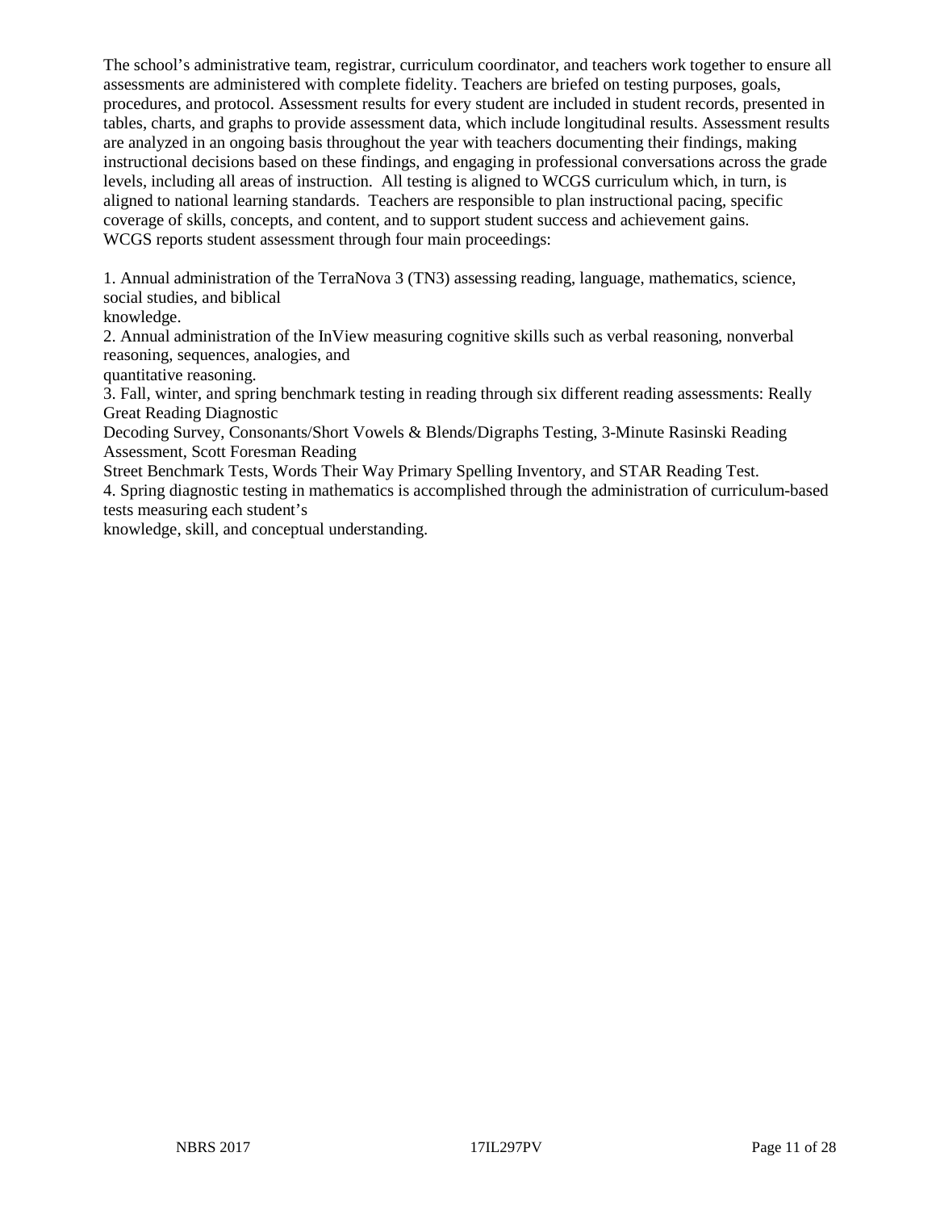The school's administrative team, registrar, curriculum coordinator, and teachers work together to ensure all assessments are administered with complete fidelity. Teachers are briefed on testing purposes, goals, procedures, and protocol. Assessment results for every student are included in student records, presented in tables, charts, and graphs to provide assessment data, which include longitudinal results. Assessment results are analyzed in an ongoing basis throughout the year with teachers documenting their findings, making instructional decisions based on these findings, and engaging in professional conversations across the grade levels, including all areas of instruction. All testing is aligned to WCGS curriculum which, in turn, is aligned to national learning standards. Teachers are responsible to plan instructional pacing, specific coverage of skills, concepts, and content, and to support student success and achievement gains.
WCGS reports student assessment through four main proceedings:

1. Annual administration of the TerraNova 3 (TN3) assessing reading, language, mathematics, science, social studies, and biblical knowledge.
2. Annual administration of the InView measuring cognitive skills such as verbal reasoning, nonverbal reasoning, sequences, analogies, and quantitative reasoning.
3. Fall, winter, and spring benchmark testing in reading through six different reading assessments: Really Great Reading Diagnostic Decoding Survey, Consonants/Short Vowels & Blends/Digraphs Testing, 3-Minute Rasinski Reading Assessment, Scott Foresman Reading Street Benchmark Tests, Words Their Way Primary Spelling Inventory, and STAR Reading Test.
4. Spring diagnostic testing in mathematics is accomplished through the administration of curriculum-based tests measuring each student's knowledge, skill, and conceptual understanding.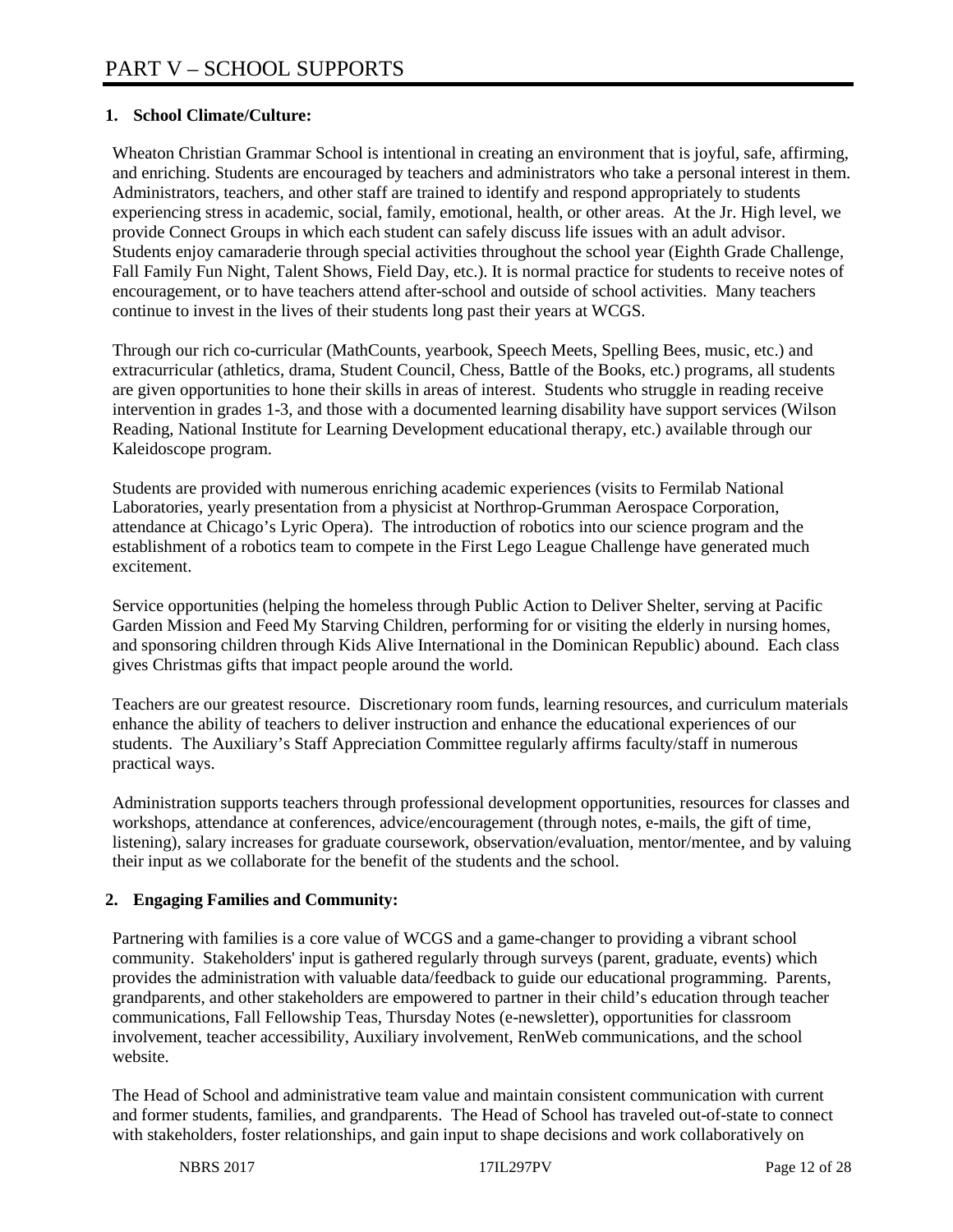# PART V – SCHOOL SUPPORTS

## 1. School Climate/Culture:

Wheaton Christian Grammar School is intentional in creating an environment that is joyful, safe, affirming, and enriching. Students are encouraged by teachers and administrators who take a personal interest in them. Administrators, teachers, and other staff are trained to identify and respond appropriately to students experiencing stress in academic, social, family, emotional, health, or other areas. At the Jr. High level, we provide Connect Groups in which each student can safely discuss life issues with an adult advisor. Students enjoy camaraderie through special activities throughout the school year (Eighth Grade Challenge, Fall Family Fun Night, Talent Shows, Field Day, etc.). It is normal practice for students to receive notes of encouragement, or to have teachers attend after-school and outside of school activities. Many teachers continue to invest in the lives of their students long past their years at WCGS.

Through our rich co-curricular (MathCounts, yearbook, Speech Meets, Spelling Bees, music, etc.) and extracurricular (athletics, drama, Student Council, Chess, Battle of the Books, etc.) programs, all students are given opportunities to hone their skills in areas of interest. Students who struggle in reading receive intervention in grades 1-3, and those with a documented learning disability have support services (Wilson Reading, National Institute for Learning Development educational therapy, etc.) available through our Kaleidoscope program.

Students are provided with numerous enriching academic experiences (visits to Fermilab National Laboratories, yearly presentation from a physicist at Northrop-Grumman Aerospace Corporation, attendance at Chicago's Lyric Opera). The introduction of robotics into our science program and the establishment of a robotics team to compete in the First Lego League Challenge have generated much excitement.

Service opportunities (helping the homeless through Public Action to Deliver Shelter, serving at Pacific Garden Mission and Feed My Starving Children, performing for or visiting the elderly in nursing homes, and sponsoring children through Kids Alive International in the Dominican Republic) abound. Each class gives Christmas gifts that impact people around the world.

Teachers are our greatest resource. Discretionary room funds, learning resources, and curriculum materials enhance the ability of teachers to deliver instruction and enhance the educational experiences of our students. The Auxiliary's Staff Appreciation Committee regularly affirms faculty/staff in numerous practical ways.

Administration supports teachers through professional development opportunities, resources for classes and workshops, attendance at conferences, advice/encouragement (through notes, e-mails, the gift of time, listening), salary increases for graduate coursework, observation/evaluation, mentor/mentee, and by valuing their input as we collaborate for the benefit of the students and the school.

## 2. Engaging Families and Community:

Partnering with families is a core value of WCGS and a game-changer to providing a vibrant school community. Stakeholders' input is gathered regularly through surveys (parent, graduate, events) which provides the administration with valuable data/feedback to guide our educational programming. Parents, grandparents, and other stakeholders are empowered to partner in their child's education through teacher communications, Fall Fellowship Teas, Thursday Notes (e-newsletter), opportunities for classroom involvement, teacher accessibility, Auxiliary involvement, RenWeb communications, and the school website.

The Head of School and administrative team value and maintain consistent communication with current and former students, families, and grandparents. The Head of School has traveled out-of-state to connect with stakeholders, foster relationships, and gain input to shape decisions and work collaboratively on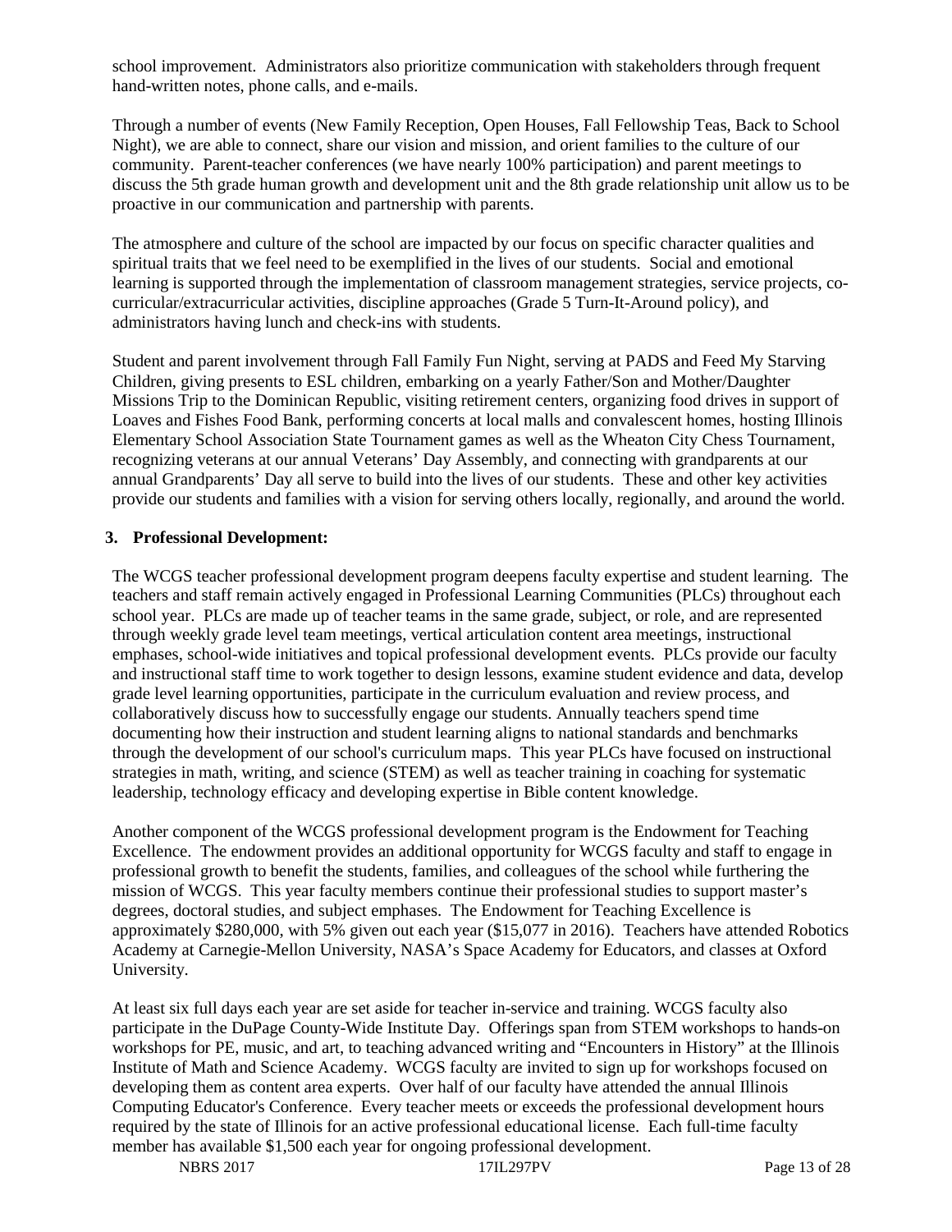school improvement. Administrators also prioritize communication with stakeholders through frequent hand-written notes, phone calls, and e-mails.

Through a number of events (New Family Reception, Open Houses, Fall Fellowship Teas, Back to School Night), we are able to connect, share our vision and mission, and orient families to the culture of our community. Parent-teacher conferences (we have nearly 100% participation) and parent meetings to discuss the 5th grade human growth and development unit and the 8th grade relationship unit allow us to be proactive in our communication and partnership with parents.

The atmosphere and culture of the school are impacted by our focus on specific character qualities and spiritual traits that we feel need to be exemplified in the lives of our students. Social and emotional learning is supported through the implementation of classroom management strategies, service projects, co-curricular/extracurricular activities, discipline approaches (Grade 5 Turn-It-Around policy), and administrators having lunch and check-ins with students.

Student and parent involvement through Fall Family Fun Night, serving at PADS and Feed My Starving Children, giving presents to ESL children, embarking on a yearly Father/Son and Mother/Daughter Missions Trip to the Dominican Republic, visiting retirement centers, organizing food drives in support of Loaves and Fishes Food Bank, performing concerts at local malls and convalescent homes, hosting Illinois Elementary School Association State Tournament games as well as the Wheaton City Chess Tournament, recognizing veterans at our annual Veterans' Day Assembly, and connecting with grandparents at our annual Grandparents' Day all serve to build into the lives of our students. These and other key activities provide our students and families with a vision for serving others locally, regionally, and around the world.

**3. Professional Development:**

The WCGS teacher professional development program deepens faculty expertise and student learning. The teachers and staff remain actively engaged in Professional Learning Communities (PLCs) throughout each school year. PLCs are made up of teacher teams in the same grade, subject, or role, and are represented through weekly grade level team meetings, vertical articulation content area meetings, instructional emphases, school-wide initiatives and topical professional development events. PLCs provide our faculty and instructional staff time to work together to design lessons, examine student evidence and data, develop grade level learning opportunities, participate in the curriculum evaluation and review process, and collaboratively discuss how to successfully engage our students. Annually teachers spend time documenting how their instruction and student learning aligns to national standards and benchmarks through the development of our school's curriculum maps. This year PLCs have focused on instructional strategies in math, writing, and science (STEM) as well as teacher training in coaching for systematic leadership, technology efficacy and developing expertise in Bible content knowledge.

Another component of the WCGS professional development program is the Endowment for Teaching Excellence. The endowment provides an additional opportunity for WCGS faculty and staff to engage in professional growth to benefit the students, families, and colleagues of the school while furthering the mission of WCGS. This year faculty members continue their professional studies to support master's degrees, doctoral studies, and subject emphases. The Endowment for Teaching Excellence is approximately $280,000, with 5% given out each year ($15,077 in 2016). Teachers have attended Robotics Academy at Carnegie-Mellon University, NASA's Space Academy for Educators, and classes at Oxford University.

At least six full days each year are set aside for teacher in-service and training. WCGS faculty also participate in the DuPage County-Wide Institute Day. Offerings span from STEM workshops to hands-on workshops for PE, music, and art, to teaching advanced writing and "Encounters in History" at the Illinois Institute of Math and Science Academy. WCGS faculty are invited to sign up for workshops focused on developing them as content area experts. Over half of our faculty have attended the annual Illinois Computing Educator's Conference. Every teacher meets or exceeds the professional development hours required by the state of Illinois for an active professional educational license. Each full-time faculty member has available $1,500 each year for ongoing professional development.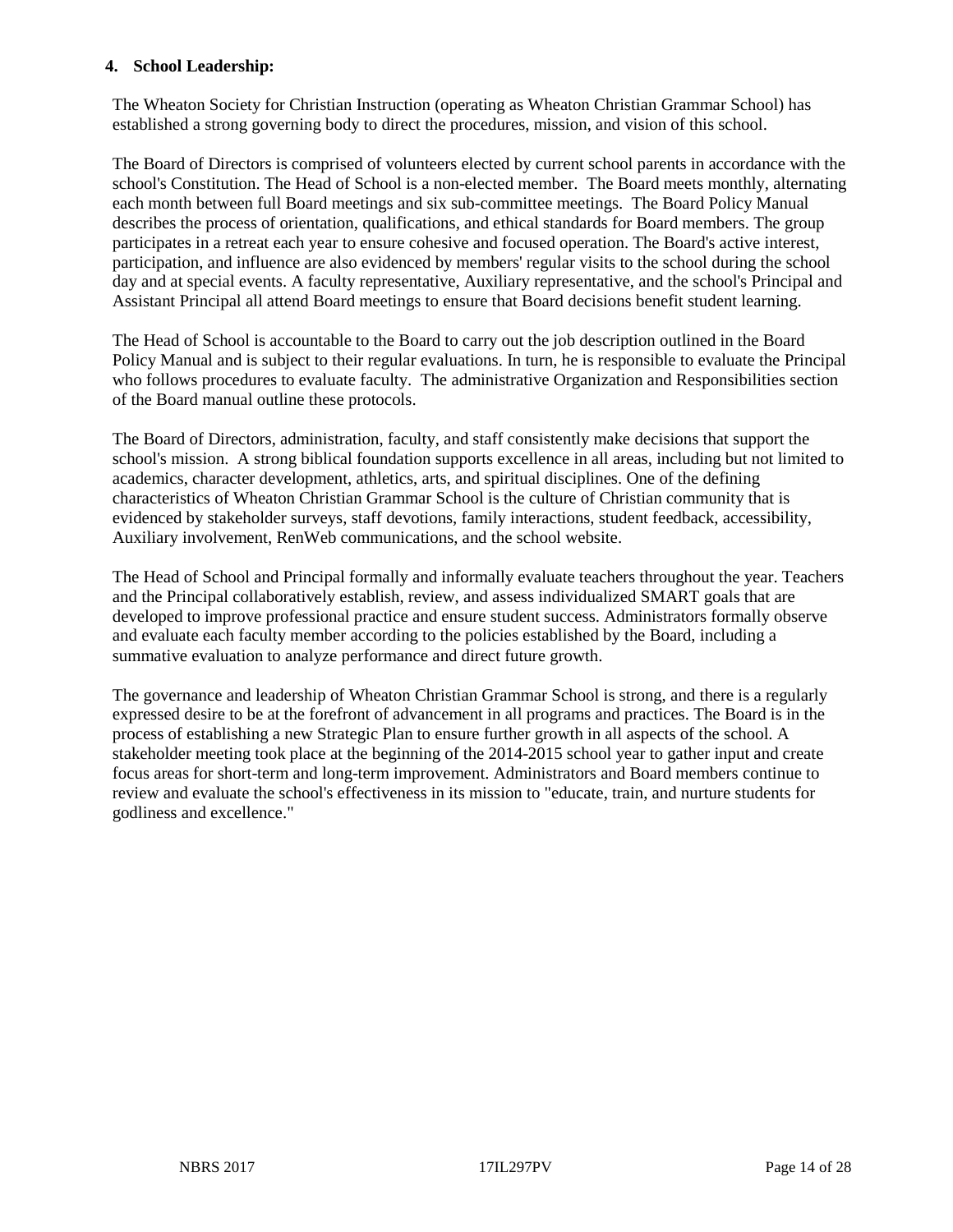**4. School Leadership:**

The Wheaton Society for Christian Instruction (operating as Wheaton Christian Grammar School) has established a strong governing body to direct the procedures, mission, and vision of this school.

The Board of Directors is comprised of volunteers elected by current school parents in accordance with the school's Constitution. The Head of School is a non-elected member. The Board meets monthly, alternating each month between full Board meetings and six sub-committee meetings. The Board Policy Manual describes the process of orientation, qualifications, and ethical standards for Board members. The group participates in a retreat each year to ensure cohesive and focused operation. The Board's active interest, participation, and influence are also evidenced by members' regular visits to the school during the school day and at special events. A faculty representative, Auxiliary representative, and the school's Principal and Assistant Principal all attend Board meetings to ensure that Board decisions benefit student learning.

The Head of School is accountable to the Board to carry out the job description outlined in the Board Policy Manual and is subject to their regular evaluations. In turn, he is responsible to evaluate the Principal who follows procedures to evaluate faculty. The administrative Organization and Responsibilities section of the Board manual outline these protocols.

The Board of Directors, administration, faculty, and staff consistently make decisions that support the school's mission. A strong biblical foundation supports excellence in all areas, including but not limited to academics, character development, athletics, arts, and spiritual disciplines. One of the defining characteristics of Wheaton Christian Grammar School is the culture of Christian community that is evidenced by stakeholder surveys, staff devotions, family interactions, student feedback, accessibility, Auxiliary involvement, RenWeb communications, and the school website.

The Head of School and Principal formally and informally evaluate teachers throughout the year. Teachers and the Principal collaboratively establish, review, and assess individualized SMART goals that are developed to improve professional practice and ensure student success. Administrators formally observe and evaluate each faculty member according to the policies established by the Board, including a summative evaluation to analyze performance and direct future growth.

The governance and leadership of Wheaton Christian Grammar School is strong, and there is a regularly expressed desire to be at the forefront of advancement in all programs and practices. The Board is in the process of establishing a new Strategic Plan to ensure further growth in all aspects of the school. A stakeholder meeting took place at the beginning of the 2014-2015 school year to gather input and create focus areas for short-term and long-term improvement. Administrators and Board members continue to review and evaluate the school's effectiveness in its mission to "educate, train, and nurture students for godliness and excellence."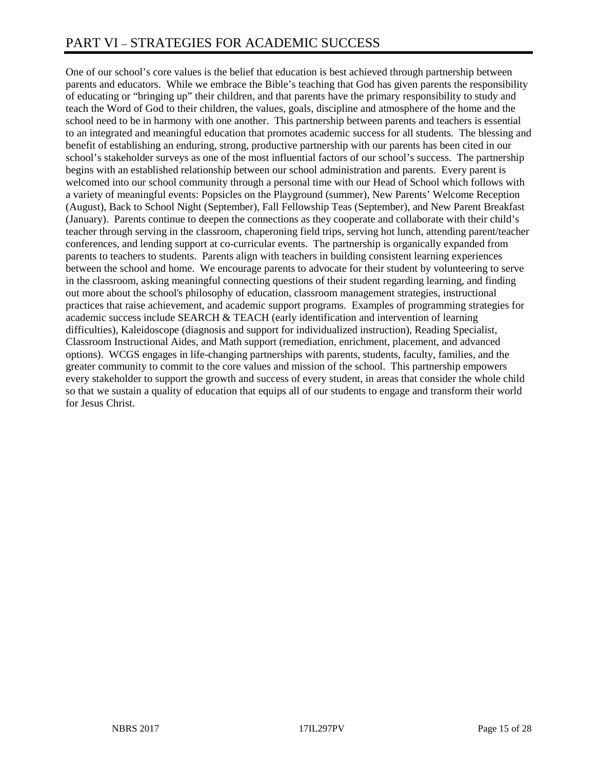# PART VI – STRATEGIES FOR ACADEMIC SUCCESS

One of our school's core values is the belief that education is best achieved through partnership between parents and educators. While we embrace the Bible's teaching that God has given parents the responsibility of educating or "bringing up" their children, and that parents have the primary responsibility to study and teach the Word of God to their children, the values, goals, discipline and atmosphere of the home and the school need to be in harmony with one another. This partnership between parents and teachers is essential to an integrated and meaningful education that promotes academic success for all students. The blessing and benefit of establishing an enduring, strong, productive partnership with our parents has been cited in our school's stakeholder surveys as one of the most influential factors of our school's success. The partnership begins with an established relationship between our school administration and parents. Every parent is welcomed into our school community through a personal time with our Head of School which follows with a variety of meaningful events: Popsicles on the Playground (summer), New Parents' Welcome Reception (August), Back to School Night (September), Fall Fellowship Teas (September), and New Parent Breakfast (January). Parents continue to deepen the connections as they cooperate and collaborate with their child's teacher through serving in the classroom, chaperoning field trips, serving hot lunch, attending parent/teacher conferences, and lending support at co-curricular events. The partnership is organically expanded from parents to teachers to students. Parents align with teachers in building consistent learning experiences between the school and home. We encourage parents to advocate for their student by volunteering to serve in the classroom, asking meaningful connecting questions of their student regarding learning, and finding out more about the school's philosophy of education, classroom management strategies, instructional practices that raise achievement, and academic support programs. Examples of programming strategies for academic success include SEARCH & TEACH (early identification and intervention of learning difficulties), Kaleidoscope (diagnosis and support for individualized instruction), Reading Specialist, Classroom Instructional Aides, and Math support (remediation, enrichment, placement, and advanced options). WCGS engages in life-changing partnerships with parents, students, faculty, families, and the greater community to commit to the core values and mission of the school. This partnership empowers every stakeholder to support the growth and success of every student, in areas that consider the whole child so that we sustain a quality of education that equips all of our students to engage and transform their world for Jesus Christ.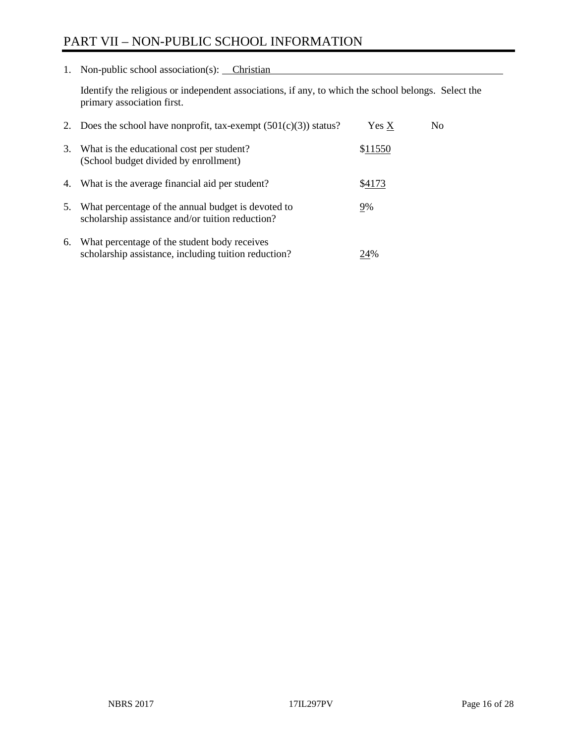# PART VII – NON-PUBLIC SCHOOL INFORMATION

1. Non-public school association(s): Christian

   Identify the religious or independent associations, if any, to which the school belongs. Select the primary association first.

2. Does the school have nonprofit, tax-exempt (501(c)(3)) status? Yes X No

3. What is the educational cost per student? (School budget divided by enrollment) $11550

4. What is the average financial aid per student? $4173

5. What percentage of the annual budget is devoted to scholarship assistance and/or tuition reduction? 9%

6. What percentage of the student body receives scholarship assistance, including tuition reduction? 24%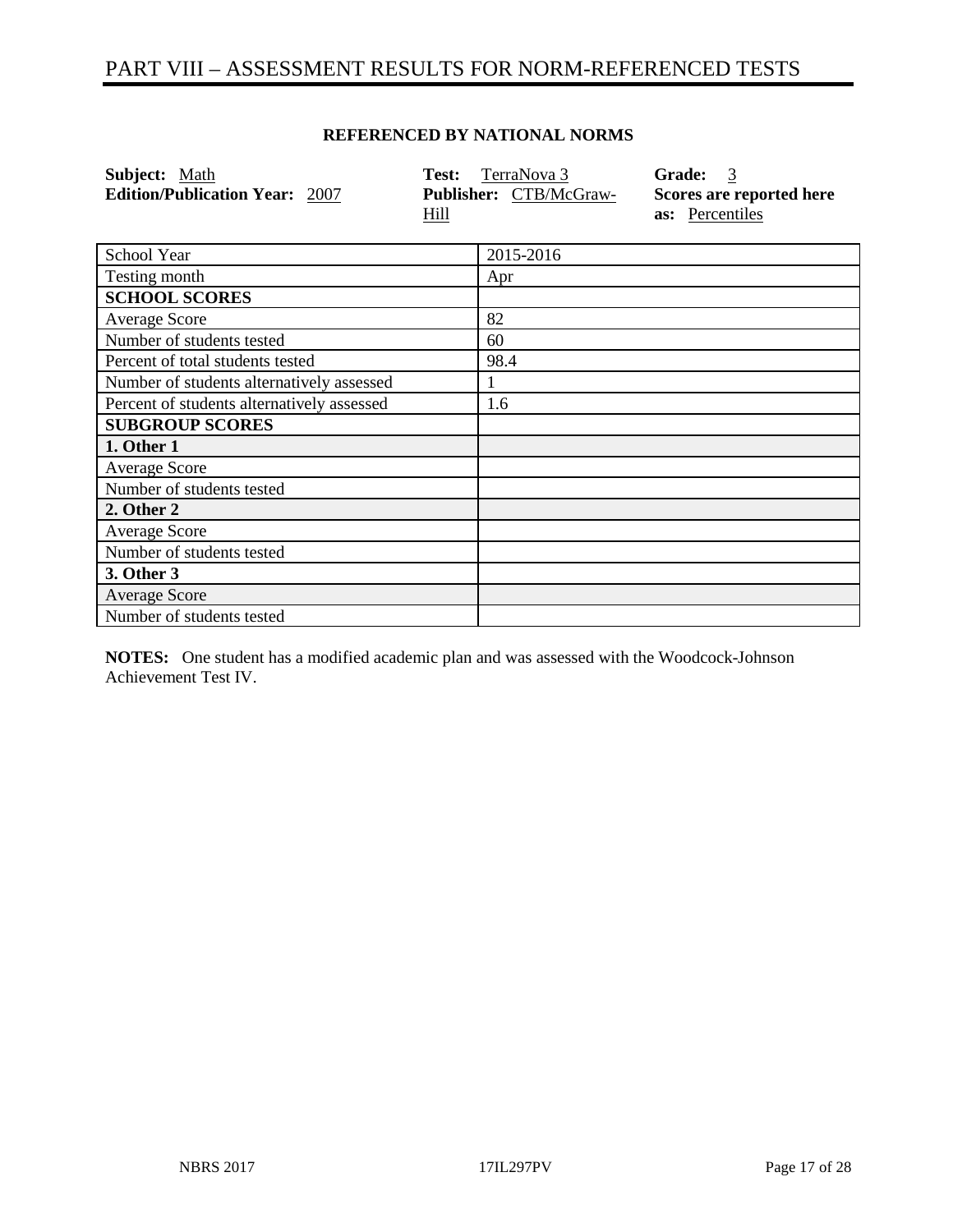# PART VIII – ASSESSMENT RESULTS FOR NORM-REFERENCED TESTS

**REFERENCED BY NATIONAL NORMS**

**Subject:** Math
**Edition/Publication Year:** 2007
**Test:** TerraNova 3
**Publisher:** CTB/McGraw-Hill
**Grade:** 3
**Scores are reported here as:** Percentiles

| School Year | 2015-2016 |
|---|---|
| Testing month | Apr |
| **SCHOOL SCORES** | |
| Average Score | 82 |
| Number of students tested | 60 |
| Percent of total students tested | 98.4 |
| Number of students alternatively assessed | 1 |
| Percent of students alternatively assessed | 1.6 |
| **SUBGROUP SCORES** | |
| **1. Other 1** | |
| Average Score | |
| Number of students tested | |
| **2. Other 2** | |
| Average Score | |
| Number of students tested | |
| **3. Other 3** | |
| Average Score | |
| Number of students tested | |

**NOTES:** One student has a modified academic plan and was assessed with the Woodcock-Johnson Achievement Test IV.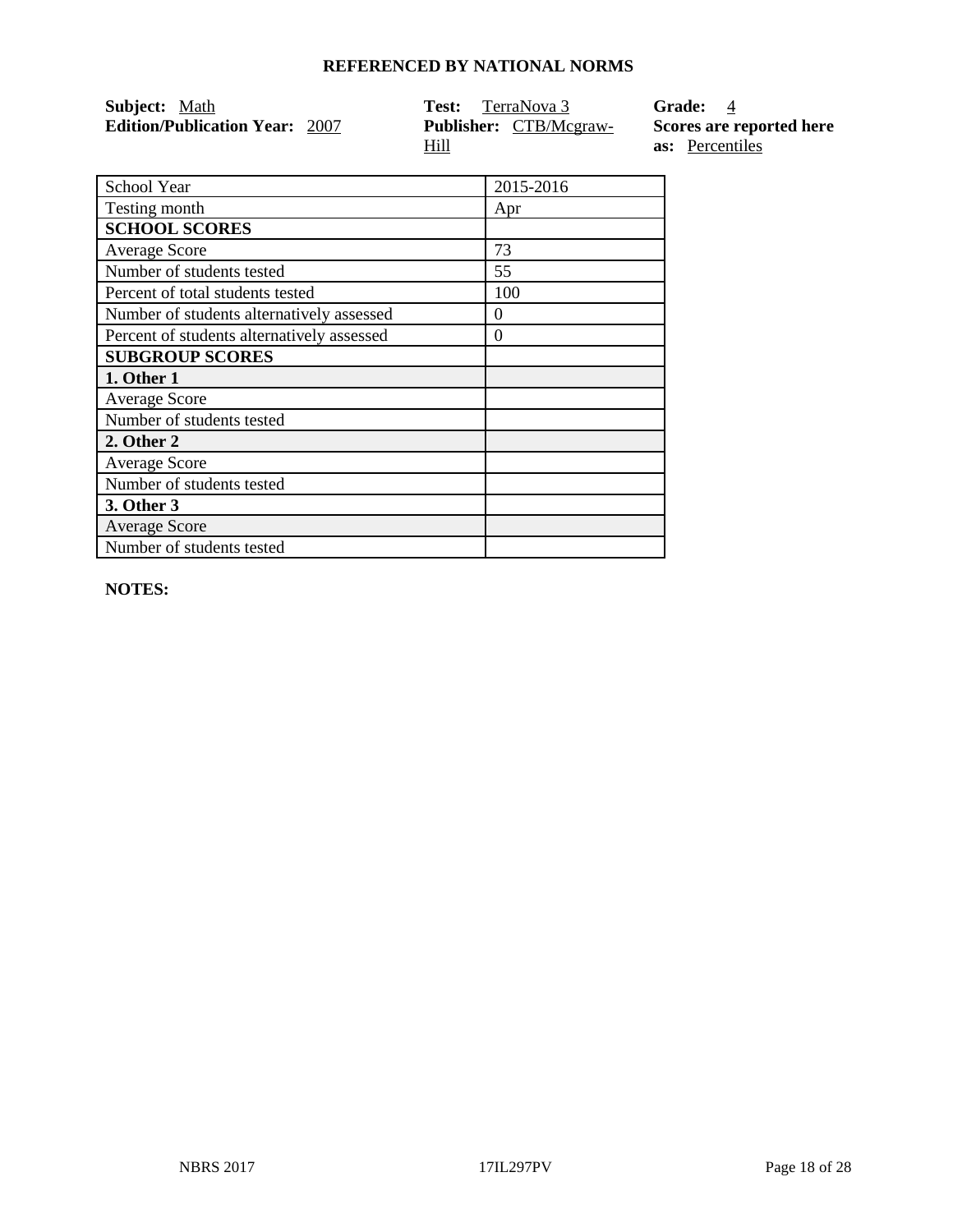## REFERENCED BY NATIONAL NORMS

**Subject:** Math
**Edition/Publication Year:** 2007
**Test:** TerraNova 3
**Publisher:** CTB/Mcgraw-Hill
**Grade:** 4
**Scores are reported here as:** Percentiles

| School Year | 2015-2016 |
| --- | --- |
| Testing month | Apr |
| **SCHOOL SCORES** | |
| Average Score | 73 |
| Number of students tested | 55 |
| Percent of total students tested | 100 |
| Number of students alternatively assessed | 0 |
| Percent of students alternatively assessed | 0 |
| **SUBGROUP SCORES** | |
| **1. Other 1** | |
| Average Score | |
| Number of students tested | |
| **2. Other 2** | |
| Average Score | |
| Number of students tested | |
| **3. Other 3** | |
| Average Score | |
| Number of students tested | |

**NOTES:**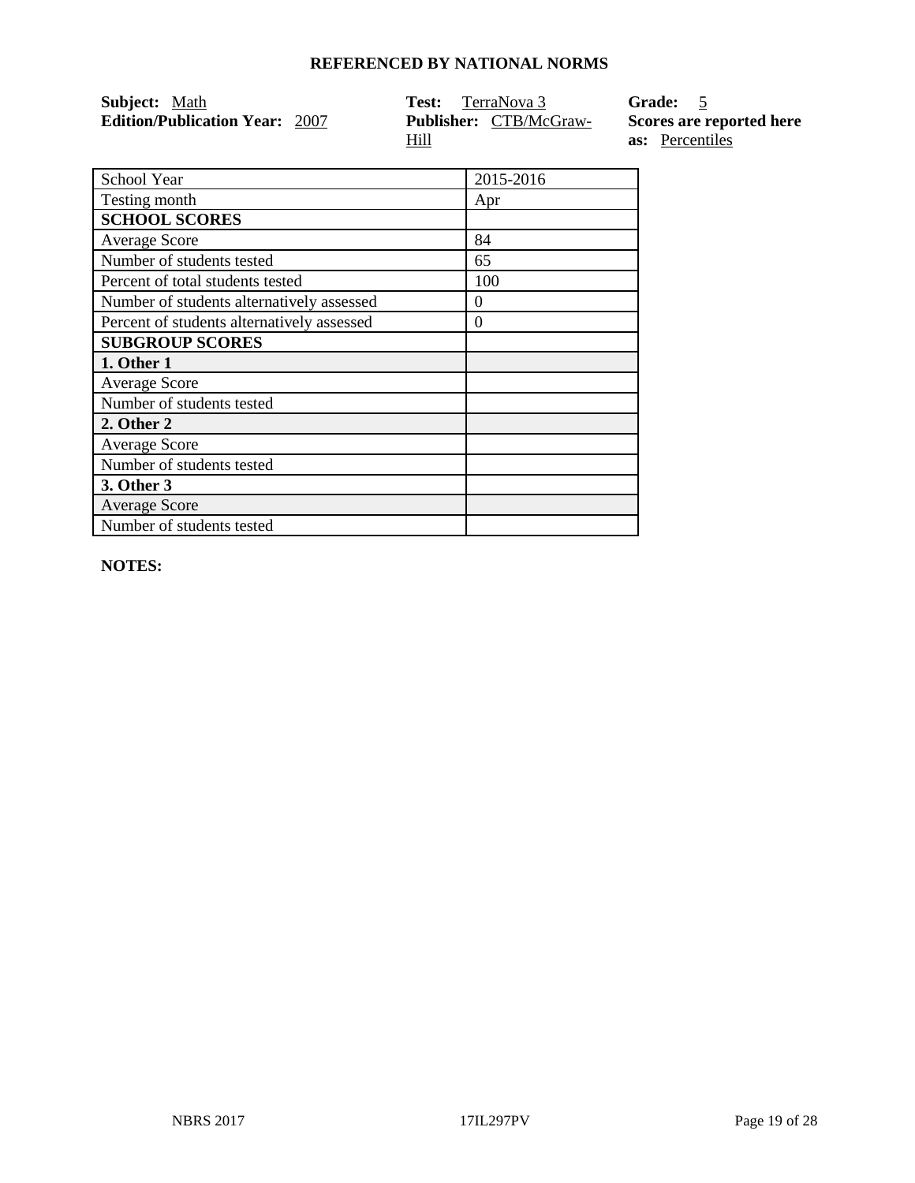## REFERENCED BY NATIONAL NORMS

**Subject:** Math
**Edition/Publication Year:** 2007

**Test:** TerraNova 3
**Publisher:** CTB/McGraw-Hill

**Grade:** 5
**Scores are reported here as:** Percentiles

| School Year | 2015-2016 |
|---|---|
| Testing month | Apr |
| **SCHOOL SCORES** | |
| Average Score | 84 |
| Number of students tested | 65 |
| Percent of total students tested | 100 |
| Number of students alternatively assessed | 0 |
| Percent of students alternatively assessed | 0 |
| **SUBGROUP SCORES** | |
| **1. Other 1** | |
| Average Score | |
| Number of students tested | |
| **2. Other 2** | |
| Average Score | |
| Number of students tested | |
| **3. Other 3** | |
| Average Score | |
| Number of students tested | |

**NOTES:**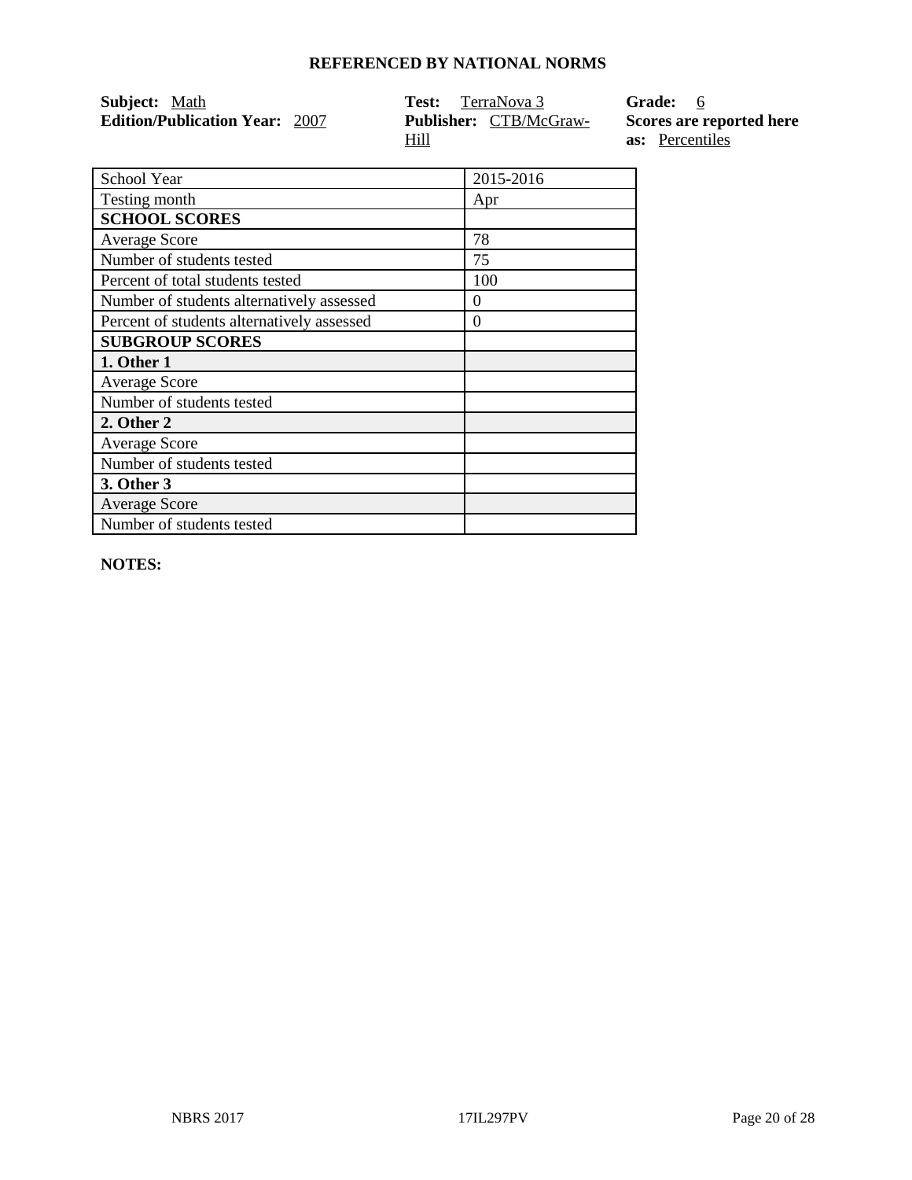**REFERENCED BY NATIONAL NORMS**

**Subject:** Math
**Edition/Publication Year:** 2007

**Test:** TerraNova 3
**Publisher:** CTB/McGraw-Hill

**Grade:** 6
**Scores are reported here as:** Percentiles

| School Year | 2015-2016 |
|---|---|
| Testing month | Apr |
| **SCHOOL SCORES** | |
| Average Score | 78 |
| Number of students tested | 75 |
| Percent of total students tested | 100 |
| Number of students alternatively assessed | 0 |
| Percent of students alternatively assessed | 0 |
| **SUBGROUP SCORES** | |
| **1. Other 1** | |
| Average Score | |
| Number of students tested | |
| **2. Other 2** | |
| Average Score | |
| Number of students tested | |
| **3. Other 3** | |
| Average Score | |
| Number of students tested | |

**NOTES:**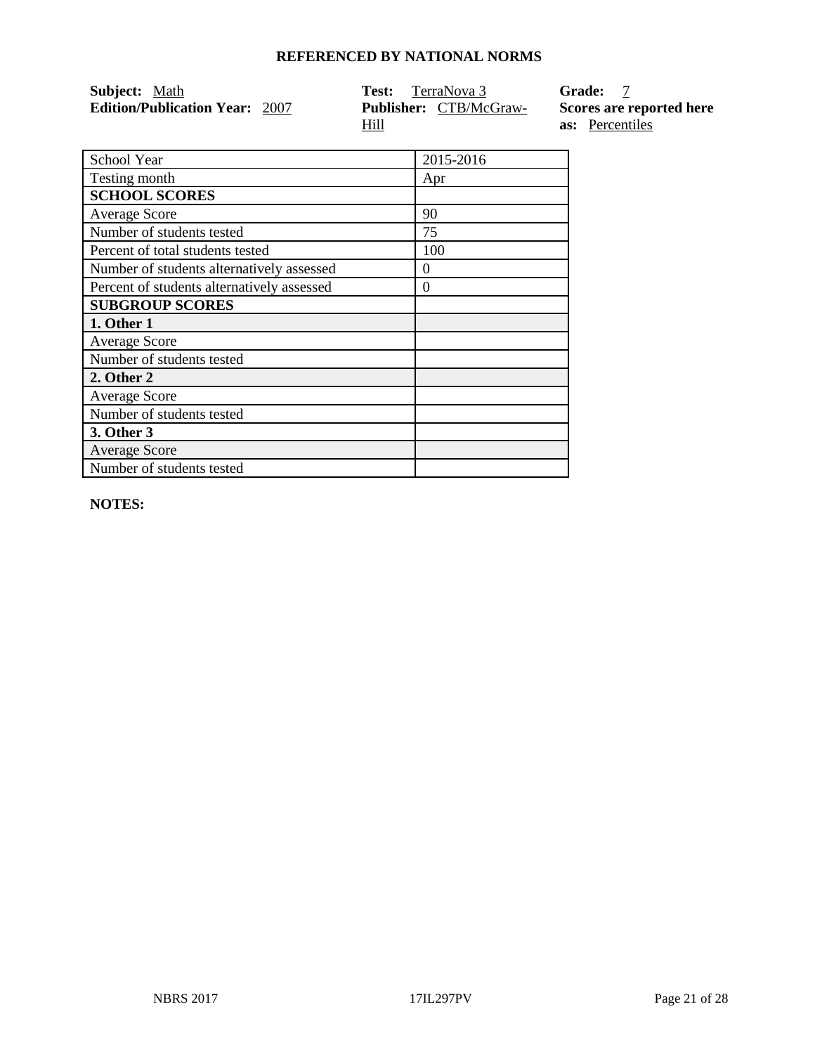## REFERENCED BY NATIONAL NORMS

**Subject:** Math
**Edition/Publication Year:** 2007

**Test:** TerraNova 3
**Publisher:** CTB/McGraw-Hill

**Grade:** 7
**Scores are reported here as:** Percentiles

| School Year | 2015-2016 |
|---|---|
| Testing month | Apr |
| **SCHOOL SCORES** | |
| Average Score | 90 |
| Number of students tested | 75 |
| Percent of total students tested | 100 |
| Number of students alternatively assessed | 0 |
| Percent of students alternatively assessed | 0 |
| **SUBGROUP SCORES** | |
| **1. Other 1** | |
| Average Score | |
| Number of students tested | |
| **2. Other 2** | |
| Average Score | |
| Number of students tested | |
| **3. Other 3** | |
| Average Score | |
| Number of students tested | |

**NOTES:**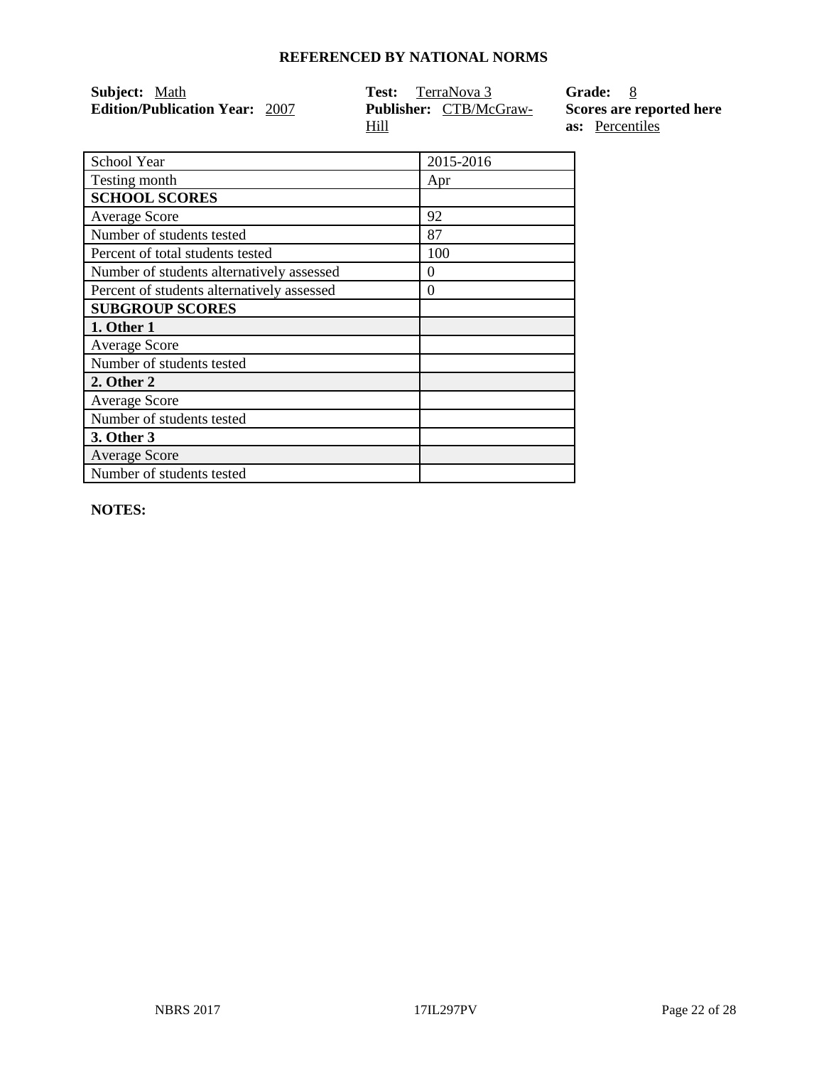## REFERENCED BY NATIONAL NORMS

**Subject:** Math
**Edition/Publication Year:** 2007

**Test:** TerraNova 3
**Publisher:** CTB/McGraw-Hill

**Grade:** 8
**Scores are reported here as:** Percentiles

| School Year | 2015-2016 |
|---|---|
| Testing month | Apr |
| **SCHOOL SCORES** | |
| Average Score | 92 |
| Number of students tested | 87 |
| Percent of total students tested | 100 |
| Number of students alternatively assessed | 0 |
| Percent of students alternatively assessed | 0 |
| **SUBGROUP SCORES** | |
| **1. Other 1** | |
| Average Score | |
| Number of students tested | |
| **2. Other 2** | |
| Average Score | |
| Number of students tested | |
| **3. Other 3** | |
| Average Score | |
| Number of students tested | |

**NOTES:**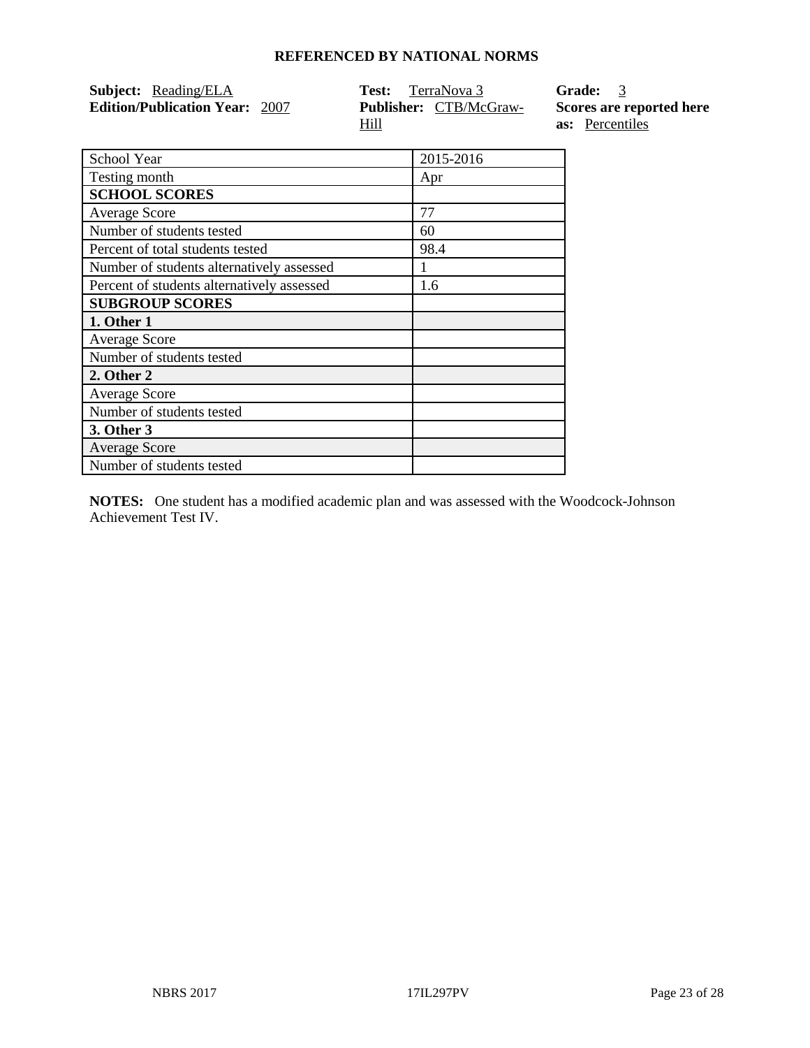**REFERENCED BY NATIONAL NORMS**

**Subject:** Reading/ELA
**Edition/Publication Year:** 2007

**Test:** TerraNova 3
**Publisher:** CTB/McGraw-Hill

**Grade:** 3
**Scores are reported here as:** Percentiles

| School Year | 2015-2016 |
|---|---|
| Testing month | Apr |
| **SCHOOL SCORES** | |
| Average Score | 77 |
| Number of students tested | 60 |
| Percent of total students tested | 98.4 |
| Number of students alternatively assessed | 1 |
| Percent of students alternatively assessed | 1.6 |
| **SUBGROUP SCORES** | |
| **1. Other 1** | |
| Average Score | |
| Number of students tested | |
| **2. Other 2** | |
| Average Score | |
| Number of students tested | |
| **3. Other 3** | |
| Average Score | |
| Number of students tested | |

**NOTES:** One student has a modified academic plan and was assessed with the Woodcock-Johnson Achievement Test IV.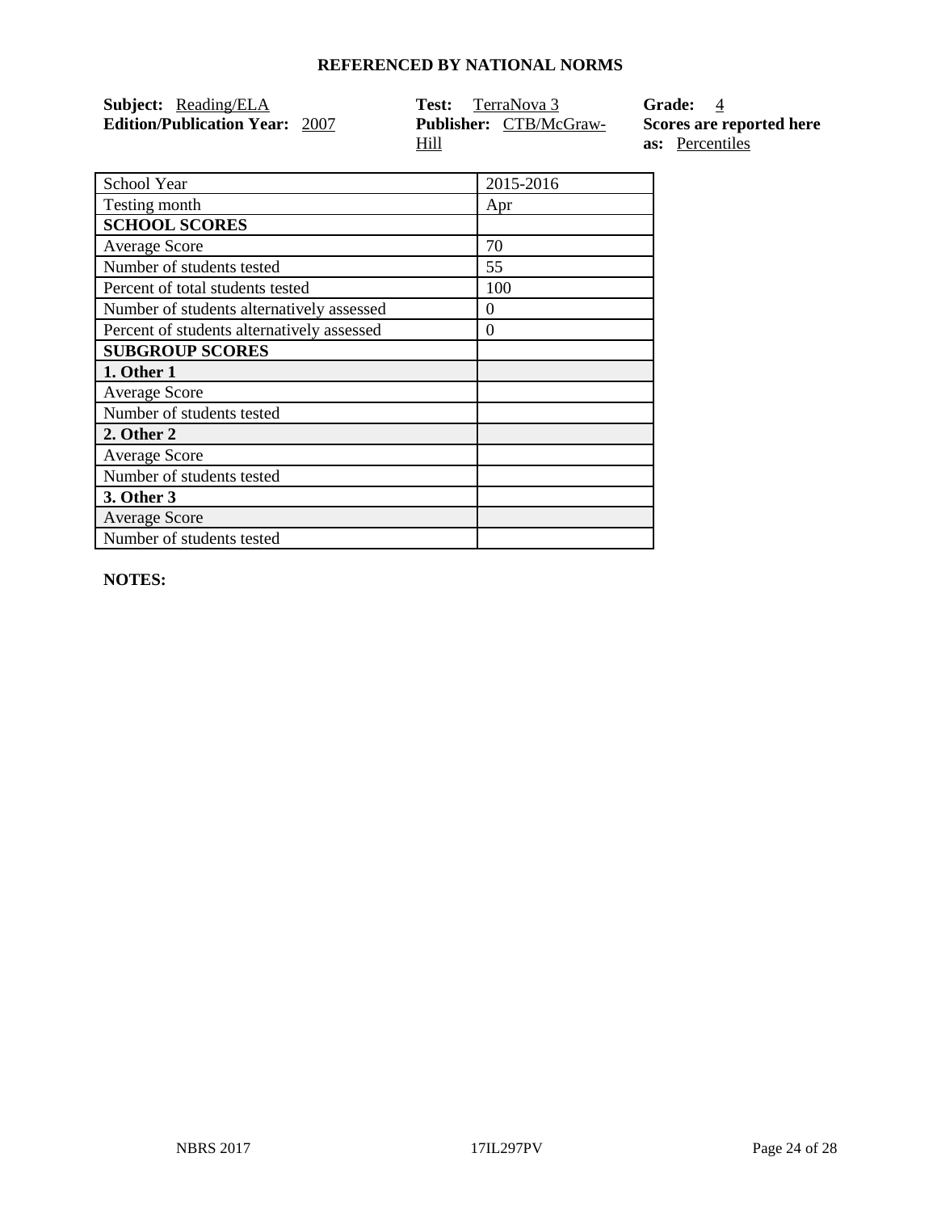## REFERENCED BY NATIONAL NORMS

**Subject:** Reading/ELA
**Edition/Publication Year:** 2007

**Test:** TerraNova 3
**Publisher:** CTB/McGraw-Hill

**Grade:** 4
**Scores are reported here as:** Percentiles

| School Year | 2015-2016 |
|---|---|
| Testing month | Apr |
| **SCHOOL SCORES** | |
| Average Score | 70 |
| Number of students tested | 55 |
| Percent of total students tested | 100 |
| Number of students alternatively assessed | 0 |
| Percent of students alternatively assessed | 0 |
| **SUBGROUP SCORES** | |
| **1. Other 1** | |
| Average Score | |
| Number of students tested | |
| **2. Other 2** | |
| Average Score | |
| Number of students tested | |
| **3. Other 3** | |
| Average Score | |
| Number of students tested | |

**NOTES:**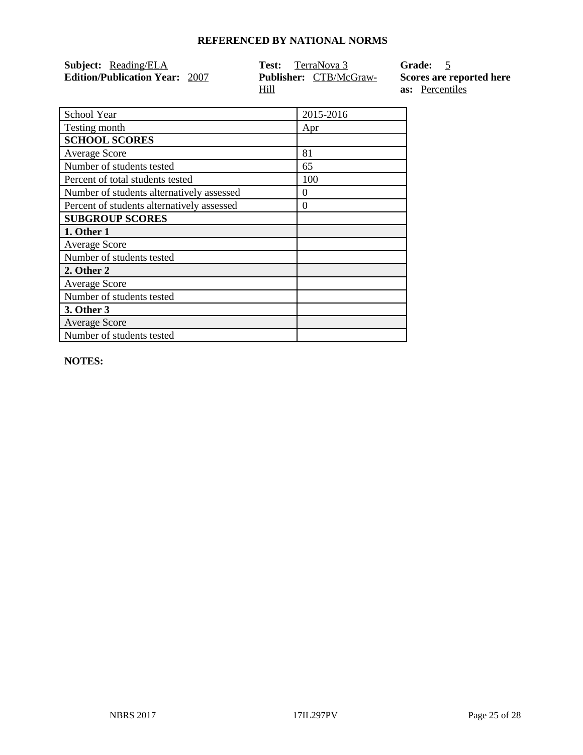## REFERENCED BY NATIONAL NORMS

**Subject:** Reading/ELA
**Edition/Publication Year:** 2007
**Test:** TerraNova 3
**Publisher:** CTB/McGraw-Hill
**Grade:** 5
**Scores are reported here as:** Percentiles

| School Year | 2015-2016 |
|---|---|
| Testing month | Apr |
| **SCHOOL SCORES** | |
| Average Score | 81 |
| Number of students tested | 65 |
| Percent of total students tested | 100 |
| Number of students alternatively assessed | 0 |
| Percent of students alternatively assessed | 0 |
| **SUBGROUP SCORES** | |
| **1. Other 1** | |
| Average Score | |
| Number of students tested | |
| **2. Other 2** | |
| Average Score | |
| Number of students tested | |
| **3. Other 3** | |
| Average Score | |
| Number of students tested | |

**NOTES:**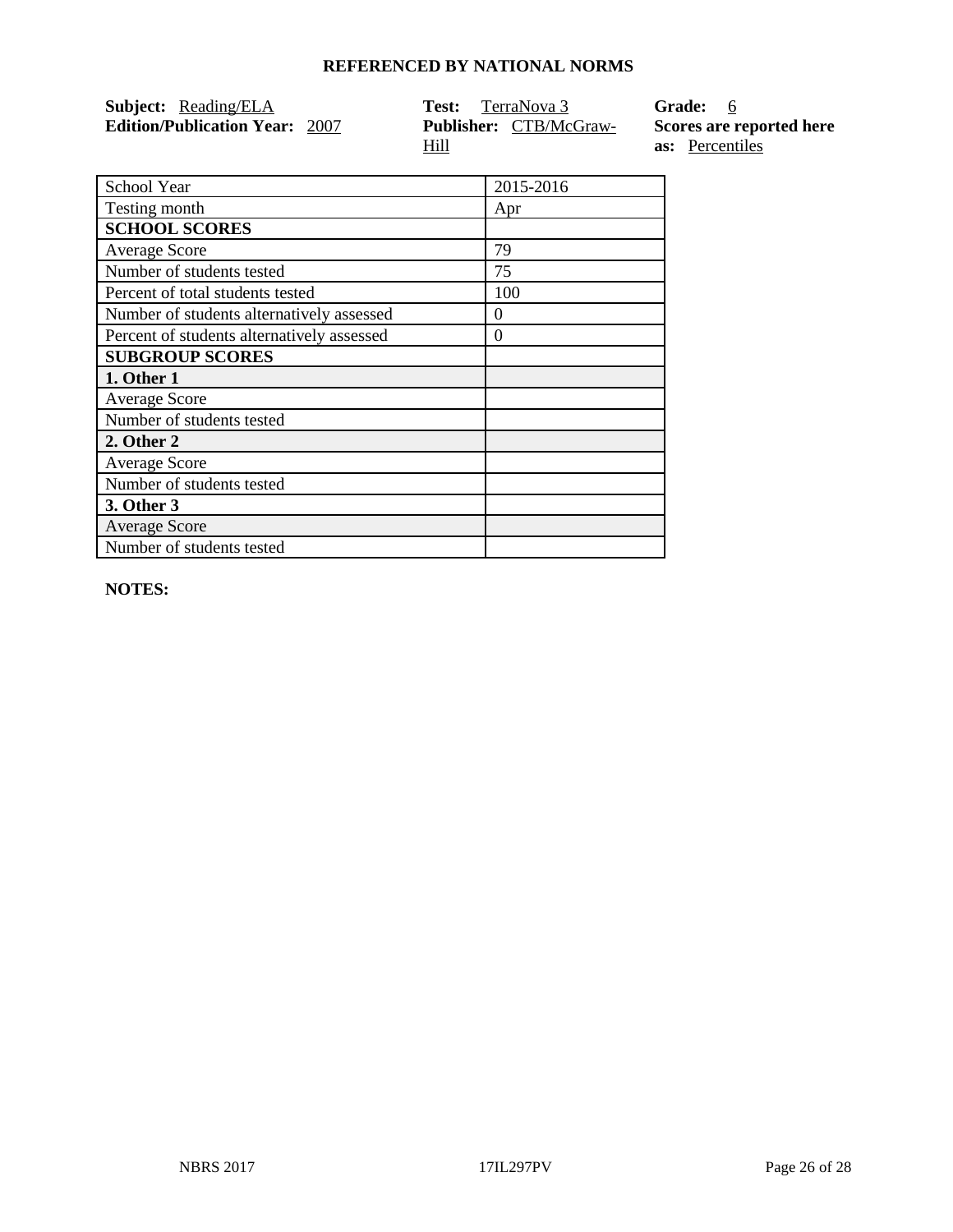**REFERENCED BY NATIONAL NORMS**

**Subject:** Reading/ELA
**Edition/Publication Year:** 2007

**Test:** TerraNova 3
**Publisher:** CTB/McGraw-Hill

**Grade:** 6
**Scores are reported here as:** Percentiles

| School Year | 2015-2016 |
|---|---|
| Testing month | Apr |
| **SCHOOL SCORES** | |
| Average Score | 79 |
| Number of students tested | 75 |
| Percent of total students tested | 100 |
| Number of students alternatively assessed | 0 |
| Percent of students alternatively assessed | 0 |
| **SUBGROUP SCORES** | |
| **1. Other 1** | |
| Average Score | |
| Number of students tested | |
| **2. Other 2** | |
| Average Score | |
| Number of students tested | |
| **3. Other 3** | |
| Average Score | |
| Number of students tested | |

**NOTES:**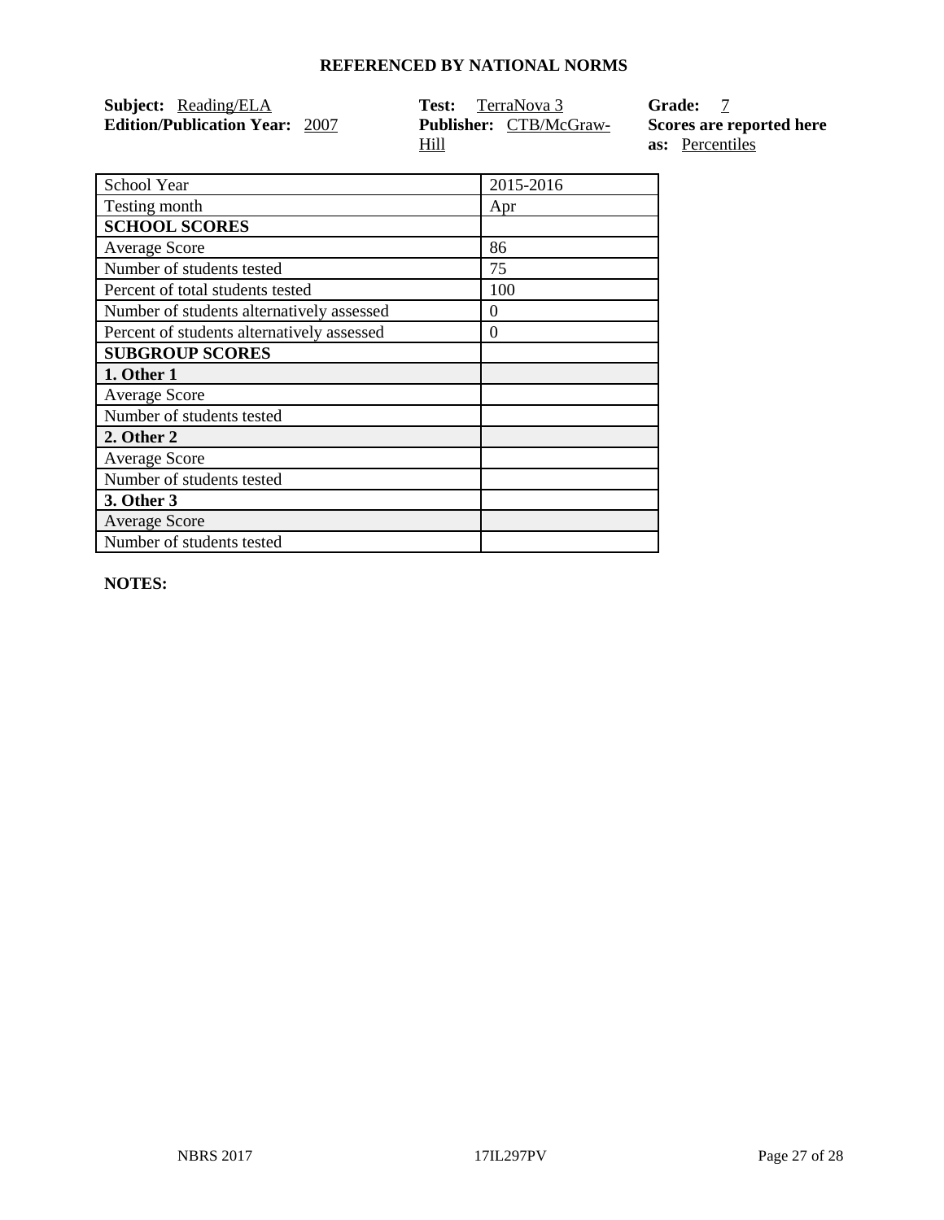### REFERENCED BY NATIONAL NORMS

**Subject:** Reading/ELA
**Edition/Publication Year:** 2007

**Test:** TerraNova 3
**Publisher:** CTB/McGraw-Hill

**Grade:** 7
**Scores are reported here as:** Percentiles

| School Year | 2015-2016 |
|---|---|
| Testing month | Apr |
| **SCHOOL SCORES** | |
| Average Score | 86 |
| Number of students tested | 75 |
| Percent of total students tested | 100 |
| Number of students alternatively assessed | 0 |
| Percent of students alternatively assessed | 0 |
| **SUBGROUP SCORES** | |
| **1. Other 1** | |
| Average Score | |
| Number of students tested | |
| **2. Other 2** | |
| Average Score | |
| Number of students tested | |
| **3. Other 3** | |
| Average Score | |
| Number of students tested | |

**NOTES:**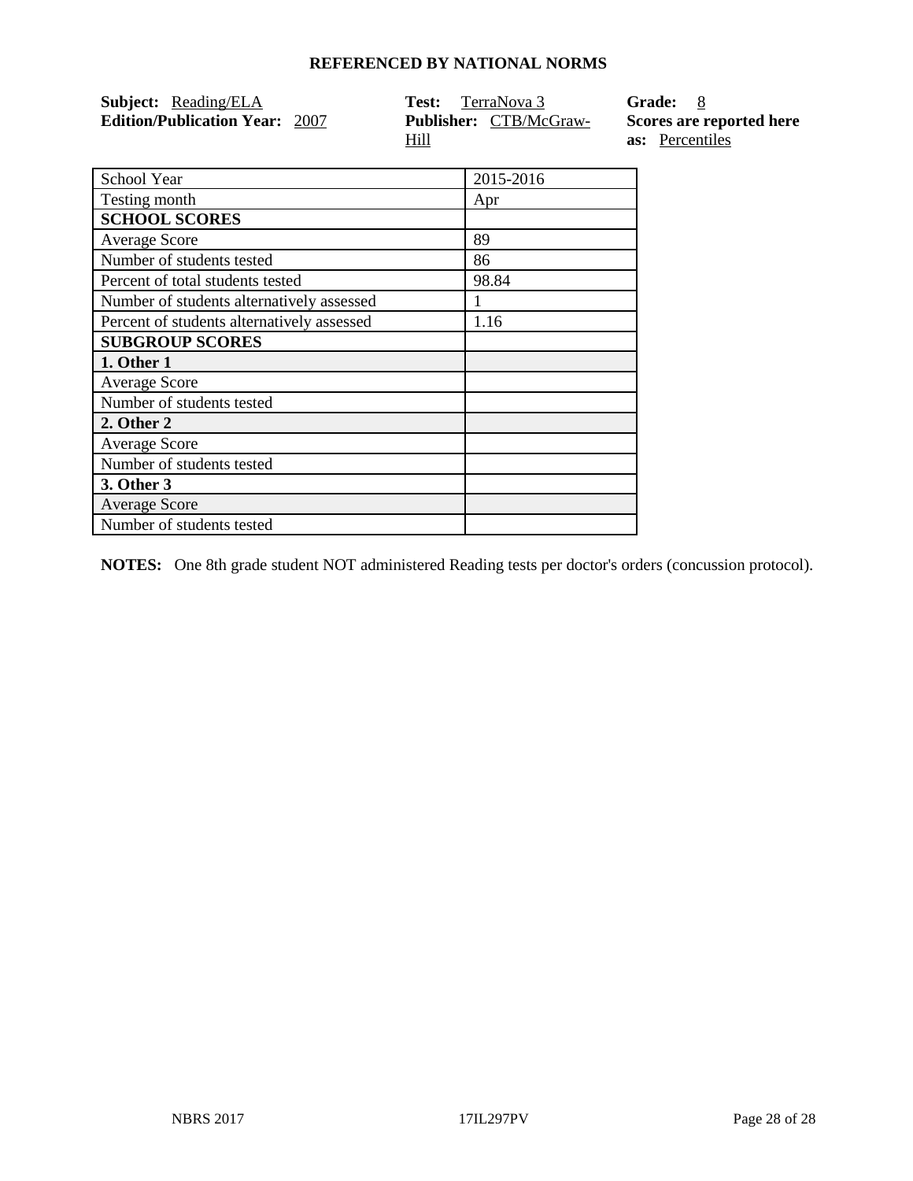**REFERENCED BY NATIONAL NORMS**

**Subject:** Reading/ELA
**Edition/Publication Year:** 2007

**Test:** TerraNova 3
**Publisher:** CTB/McGraw-Hill

**Grade:** 8
**Scores are reported here as:** Percentiles

| | |
|---|---|
| School Year | 2015-2016 |
| Testing month | Apr |
| **SCHOOL SCORES** | |
| Average Score | 89 |
| Number of students tested | 86 |
| Percent of total students tested | 98.84 |
| Number of students alternatively assessed | 1 |
| Percent of students alternatively assessed | 1.16 |
| **SUBGROUP SCORES** | |
| **1. Other 1** | |
| Average Score | |
| Number of students tested | |
| **2. Other 2** | |
| Average Score | |
| Number of students tested | |
| **3. Other 3** | |
| Average Score | |
| Number of students tested | |

**NOTES:** One 8th grade student NOT administered Reading tests per doctor's orders (concussion protocol).